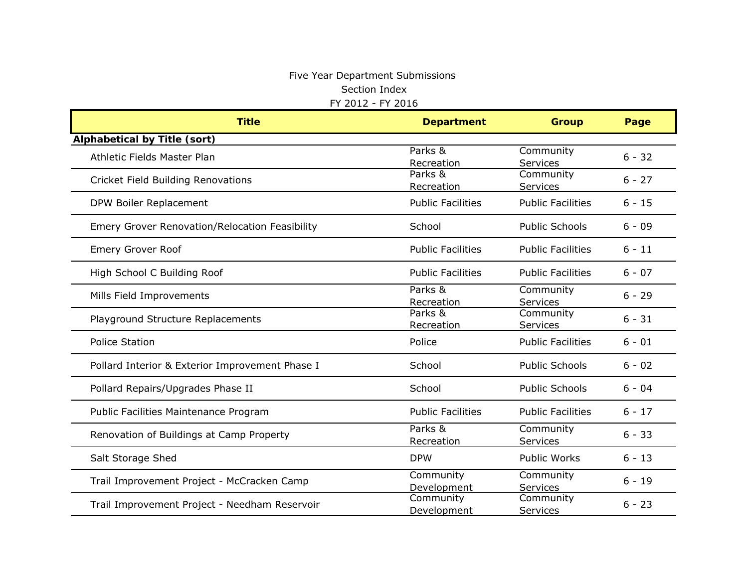Five Year Department Submissions

Section Index

FY 2012 - FY 2016

| Title | Department | Group | Page |
|---|---|---|---|
| **Alphabetical by Title (sort)** | | | |
| Athletic Fields Master Plan | Parks & Recreation | Community Services | 6 - 32 |
| Cricket Field Building Renovations | Parks & Recreation | Community Services | 6 - 27 |
| DPW Boiler Replacement | Public Facilities | Public Facilities | 6 - 15 |
| Emery Grover Renovation/Relocation Feasibility | School | Public Schools | 6 - 09 |
| Emery Grover Roof | Public Facilities | Public Facilities | 6 - 11 |
| High School C Building Roof | Public Facilities | Public Facilities | 6 - 07 |
| Mills Field Improvements | Parks & Recreation | Community Services | 6 - 29 |
| Playground Structure Replacements | Parks & Recreation | Community Services | 6 - 31 |
| Police Station | Police | Public Facilities | 6 - 01 |
| Pollard Interior & Exterior Improvement Phase I | School | Public Schools | 6 - 02 |
| Pollard Repairs/Upgrades Phase II | School | Public Schools | 6 - 04 |
| Public Facilities Maintenance Program | Public Facilities | Public Facilities | 6 - 17 |
| Renovation of Buildings at Camp Property | Parks & Recreation | Community Services | 6 - 33 |
| Salt Storage Shed | DPW | Public Works | 6 - 13 |
| Trail Improvement Project - McCracken Camp | Community Development | Community Services | 6 - 19 |
| Trail Improvement Project - Needham Reservoir | Community Development | Community Services | 6 - 23 |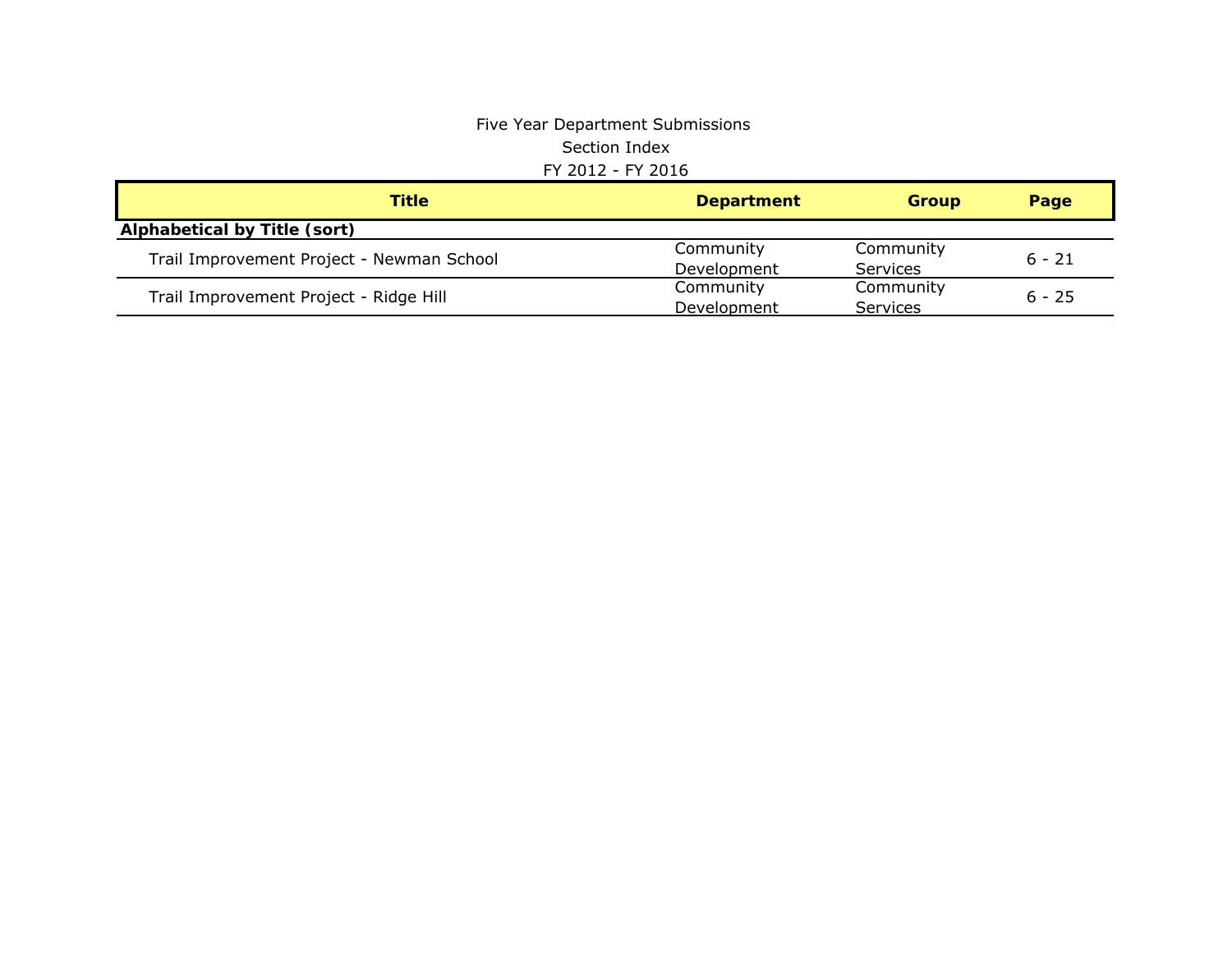Five Year Department Submissions

Section Index

FY 2012 - FY 2016

| Title | Department | Group | Page |
|---|---|---|---|
| **Alphabetical by Title (sort)** | | | |
| Trail Improvement Project - Newman School | Community Development | Community Services | 6 - 21 |
| Trail Improvement Project - Ridge Hill | Community Development | Community Services | 6 - 25 |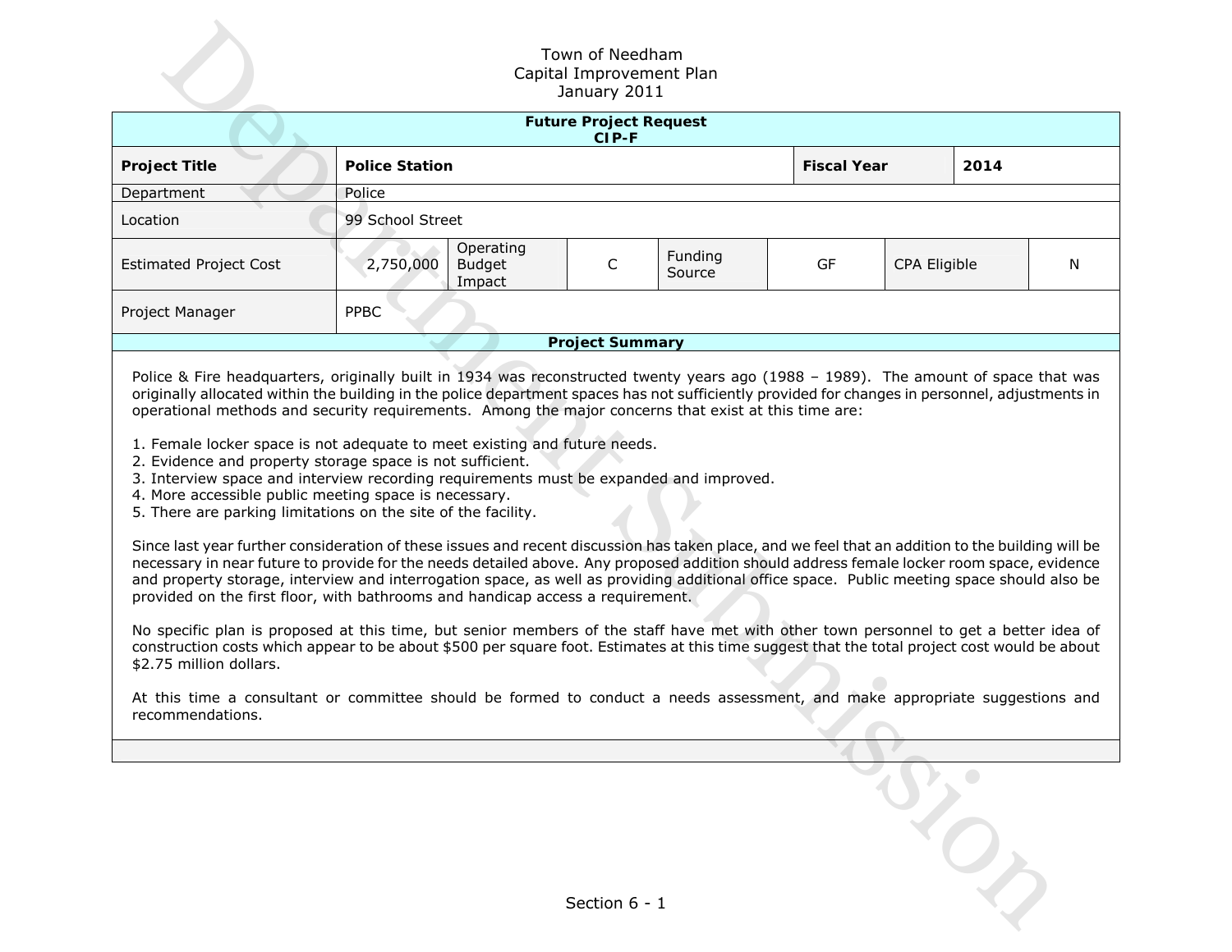Town of Needham
Capital Improvement Plan
January 2011

| **Future Project Request CIP-F** | | | | | | | | |
|---|---|---|---|---|---|---|---|---|
| **Project Title** | **Police Station** | | | | | **Fiscal Year** | **2014** | |
| Department | Police | | | | | | | |
| Location | 99 School Street | | | | | | | |
| Estimated Project Cost | 2,750,000 | Operating Budget Impact | C | Funding Source | GF | CPA Eligible | N | |
| Project Manager | PPBC | | | | | | | |

**Project Summary**

Police & Fire headquarters, originally built in 1934 was reconstructed twenty years ago (1988 – 1989). The amount of space that was originally allocated within the building in the police department spaces has not sufficiently provided for changes in personnel, adjustments in operational methods and security requirements. Among the major concerns that exist at this time are:

1. Female locker space is not adequate to meet existing and future needs.
2. Evidence and property storage space is not sufficient.
3. Interview space and interview recording requirements must be expanded and improved.
4. More accessible public meeting space is necessary.
5. There are parking limitations on the site of the facility.

Since last year further consideration of these issues and recent discussion has taken place, and we feel that an addition to the building will be necessary in near future to provide for the needs detailed above. Any proposed addition should address female locker room space, evidence and property storage, interview and interrogation space, as well as providing additional office space. Public meeting space should also be provided on the first floor, with bathrooms and handicap access a requirement.

No specific plan is proposed at this time, but senior members of the staff have met with other town personnel to get a better idea of construction costs which appear to be about $500 per square foot. Estimates at this time suggest that the total project cost would be about $2.75 million dollars.

At this time a consultant or committee should be formed to conduct a needs assessment, and make appropriate suggestions and recommendations.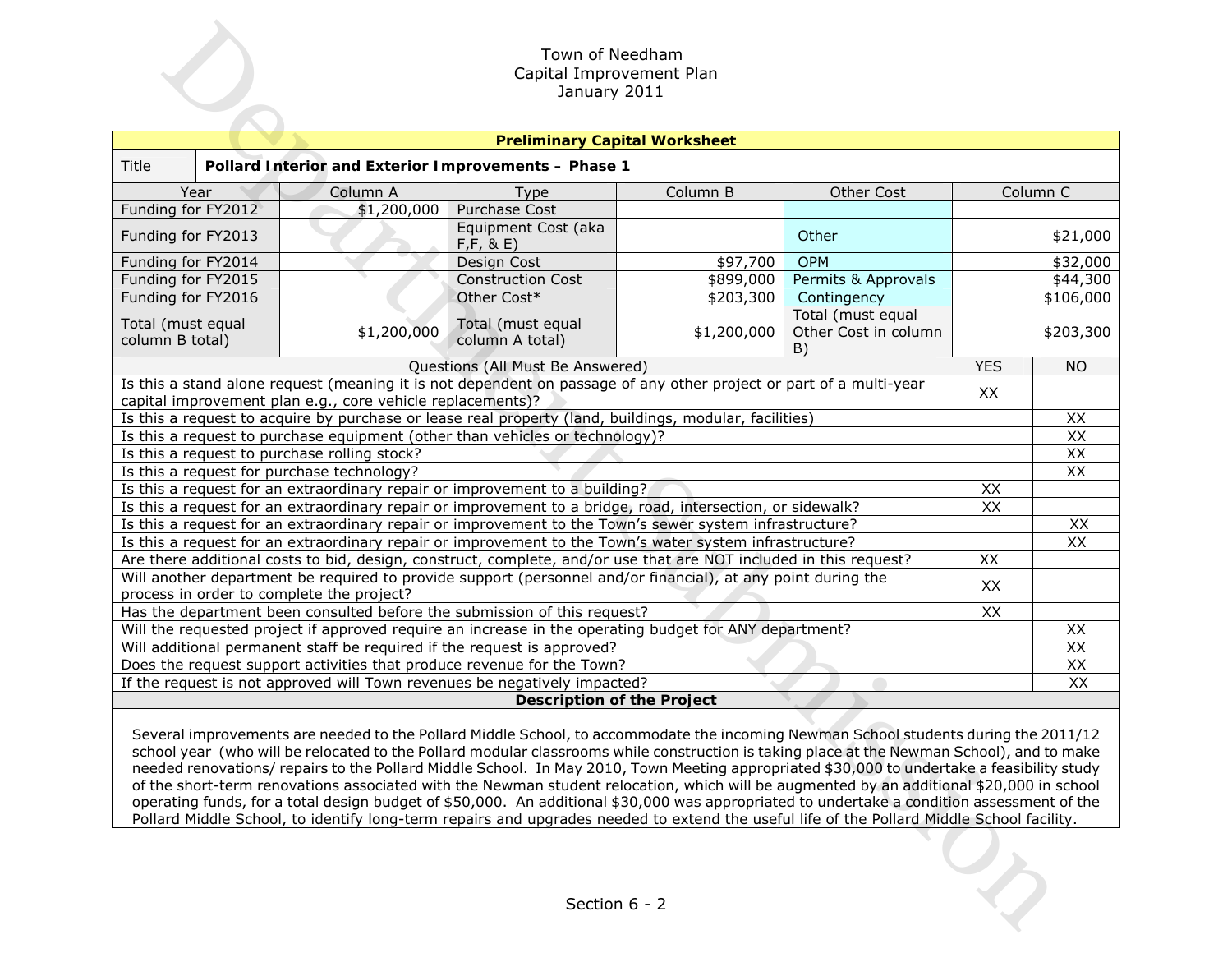Town of Needham
Capital Improvement Plan
January 2011

| Preliminary Capital Worksheet | | | | | | |
|---|---|---|---|---|---|---|
| Title | Pollard Interior and Exterior Improvements – Phase 1 | | | | | |
| Year | Column A | Type | Column B | Other Cost | Column C | |
| Funding for FY2012 | $1,200,000 | Purchase Cost | | | | |
| Funding for FY2013 | | Equipment Cost (aka F,F, & E) | | Other | $21,000 | |
| Funding for FY2014 | | Design Cost | $97,700 | OPM | $32,000 | |
| Funding for FY2015 | | Construction Cost | $899,000 | Permits & Approvals | $44,300 | |
| Funding for FY2016 | | Other Cost* | $203,300 | Contingency | $106,000 | |
| Total (must equal column B total) | $1,200,000 | Total (must equal column A total) | $1,200,000 | Total (must equal Other Cost in column B) | $203,300 | |

| Questions (All Must Be Answered) | YES | NO |
|---|---|---|
| Is this a stand alone request (meaning it is not dependent on passage of any other project or part of a multi-year capital improvement plan e.g., core vehicle replacements)? | XX | |
| Is this a request to acquire by purchase or lease real property (land, buildings, modular, facilities) | | XX |
| Is this a request to purchase equipment (other than vehicles or technology)? | | XX |
| Is this a request to purchase rolling stock? | | XX |
| Is this a request for purchase technology? | | XX |
| Is this a request for an extraordinary repair or improvement to a building? | XX | |
| Is this a request for an extraordinary repair or improvement to a bridge, road, intersection, or sidewalk? | XX | |
| Is this a request for an extraordinary repair or improvement to the Town's sewer system infrastructure? | | XX |
| Is this a request for an extraordinary repair or improvement to the Town's water system infrastructure? | | XX |
| Are there additional costs to bid, design, construct, complete, and/or use that are NOT included in this request? | XX | |
| Will another department be required to provide support (personnel and/or financial), at any point during the process in order to complete the project? | XX | |
| Has the department been consulted before the submission of this request? | XX | |
| Will the requested project if approved require an increase in the operating budget for ANY department? | | XX |
| Will additional permanent staff be required if the request is approved? | | XX |
| Does the request support activities that produce revenue for the Town? | | XX |
| If the request is not approved will Town revenues be negatively impacted? | | XX |

**Description of the Project**

Several improvements are needed to the Pollard Middle School, to accommodate the incoming Newman School students during the 2011/12 school year (who will be relocated to the Pollard modular classrooms while construction is taking place at the Newman School), and to make needed renovations/ repairs to the Pollard Middle School. In May 2010, Town Meeting appropriated $30,000 to undertake a feasibility study of the short-term renovations associated with the Newman student relocation, which will be augmented by an additional $20,000 in school operating funds, for a total design budget of $50,000. An additional $30,000 was appropriated to undertake a condition assessment of the Pollard Middle School, to identify long-term repairs and upgrades needed to extend the useful life of the Pollard Middle School facility.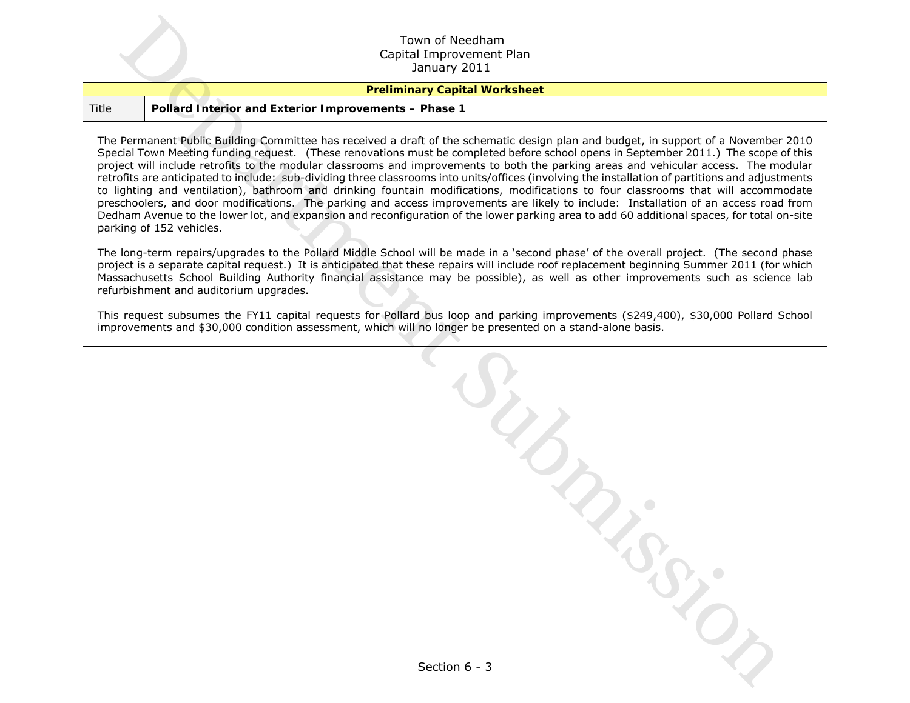Town of Needham
Capital Improvement Plan
January 2011

| Preliminary Capital Worksheet | |
|---|---|
| Title | **Pollard Interior and Exterior Improvements – Phase 1** |

The Permanent Public Building Committee has received a draft of the schematic design plan and budget, in support of a November 2010 Special Town Meeting funding request. (These renovations must be completed before school opens in September 2011.) The scope of this project will include retrofits to the modular classrooms and improvements to both the parking areas and vehicular access. The modular retrofits are anticipated to include: sub-dividing three classrooms into units/offices (involving the installation of partitions and adjustments to lighting and ventilation), bathroom and drinking fountain modifications, modifications to four classrooms that will accommodate preschoolers, and door modifications. The parking and access improvements are likely to include: Installation of an access road from Dedham Avenue to the lower lot, and expansion and reconfiguration of the lower parking area to add 60 additional spaces, for total on-site parking of 152 vehicles.

The long-term repairs/upgrades to the Pollard Middle School will be made in a 'second phase' of the overall project. (The second phase project is a separate capital request.) It is anticipated that these repairs will include roof replacement beginning Summer 2011 (for which Massachusetts School Building Authority financial assistance may be possible), as well as other improvements such as science lab refurbishment and auditorium upgrades.

This request subsumes the FY11 capital requests for Pollard bus loop and parking improvements ($249,400), $30,000 Pollard School improvements and $30,000 condition assessment, which will no longer be presented on a stand-alone basis.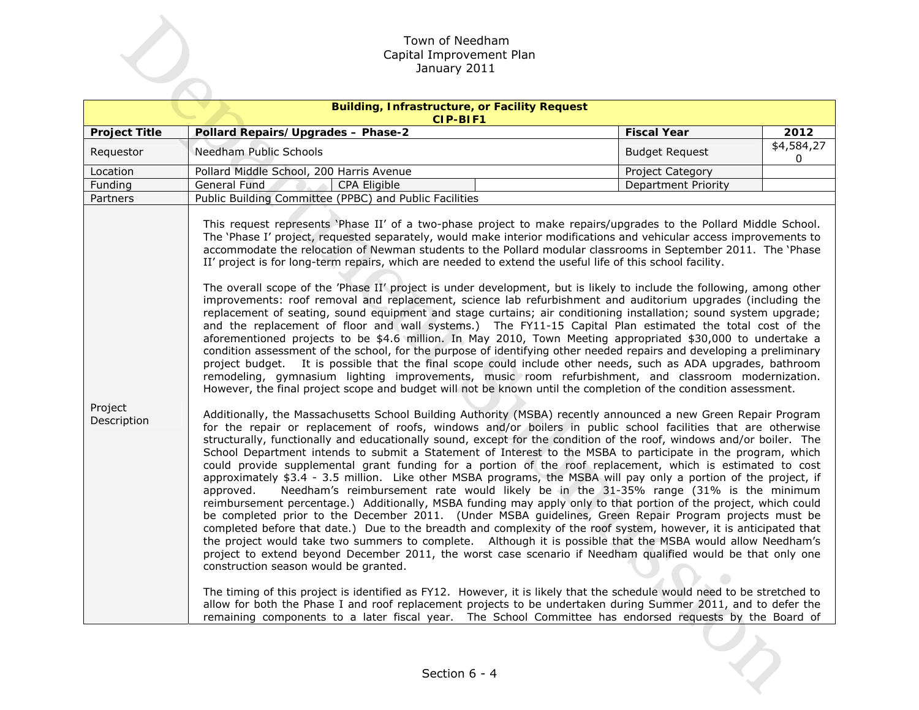Town of Needham
Capital Improvement Plan
January 2011

| **Building, Infrastructure, or Facility Request CIP-BIF1** | | | | | |
|---|---|---|---|---|---|
| **Project Title** | **Pollard Repairs/Upgrades – Phase-2** | | | **Fiscal Year** | **2012** |
| Requestor | Needham Public Schools | | | Budget Request | $4,584,270 |
| Location | Pollard Middle School, 200 Harris Avenue | | | Project Category | |
| Funding | General Fund | CPA Eligible | | Department Priority | |
| Partners | Public Building Committee (PPBC) and Public Facilities | | | | |
| Project Description | This request represents 'Phase II' of a two-phase project to make repairs/upgrades to the Pollard Middle School. The 'Phase I' project, requested separately, would make interior modifications and vehicular access improvements to accommodate the relocation of Newman students to the Pollard modular classrooms in September 2011. The 'Phase II' project is for long-term repairs, which are needed to extend the useful life of this school facility.<br><br>The overall scope of the 'Phase II' project is under development, but is likely to include the following, among other improvements: roof removal and replacement, science lab refurbishment and auditorium upgrades (including the replacement of seating, sound equipment and stage curtains; air conditioning installation; sound system upgrade; and the replacement of floor and wall systems.) The FY11-15 Capital Plan estimated the total cost of the aforementioned projects to be $4.6 million. In May 2010, Town Meeting appropriated $30,000 to undertake a condition assessment of the school, for the purpose of identifying other needed repairs and developing a preliminary project budget. It is possible that the final scope could include other needs, such as ADA upgrades, bathroom remodeling, gymnasium lighting improvements, music room refurbishment, and classroom modernization. However, the final project scope and budget will not be known until the completion of the condition assessment.<br><br>Additionally, the Massachusetts School Building Authority (MSBA) recently announced a new Green Repair Program for the repair or replacement of roofs, windows and/or boilers in public school facilities that are otherwise structurally, functionally and educationally sound, except for the condition of the roof, windows and/or boiler. The School Department intends to submit a Statement of Interest to the MSBA to participate in the program, which could provide supplemental grant funding for a portion of the roof replacement, which is estimated to cost approximately $3.4 - 3.5 million. Like other MSBA programs, the MSBA will pay only a portion of the project, if approved. Needham's reimbursement rate would likely be in the 31-35% range (31% is the minimum reimbursement percentage.) Additionally, MSBA funding may apply only to that portion of the project, which could be completed prior to the December 2011. (Under MSBA guidelines, Green Repair Program projects must be completed before that date.) Due to the breadth and complexity of the roof system, however, it is anticipated that the project would take two summers to complete. Although it is possible that the MSBA would allow Needham's project to extend beyond December 2011, the worst case scenario if Needham qualified would be that only one construction season would be granted.<br><br>The timing of this project is identified as FY12. However, it is likely that the schedule would need to be stretched to allow for both the Phase I and roof replacement projects to be undertaken during Summer 2011, and to defer the remaining components to a later fiscal year. The School Committee has endorsed requests by the Board of | | | | |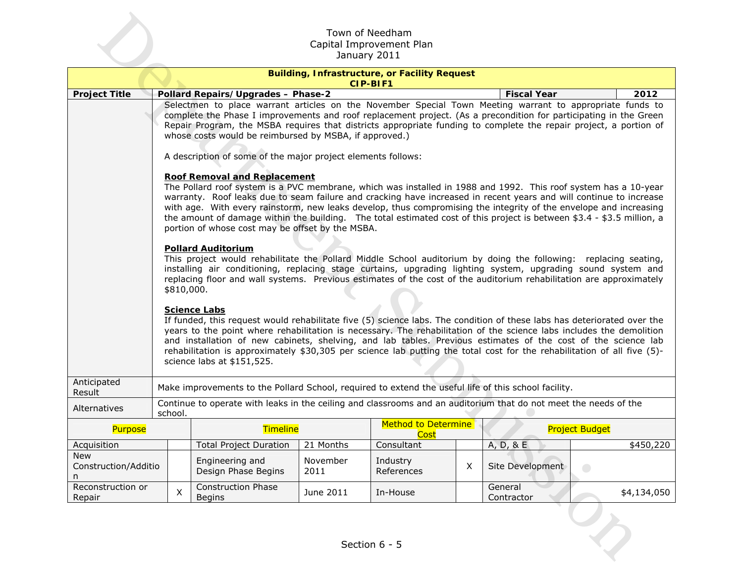Town of Needham
Capital Improvement Plan
January 2011

| Building, Infrastructure, or Facility Request CIP-BIF1 | | | |
|---|---|---|---|
| **Project Title** | **Pollard Repairs/Upgrades – Phase-2** | **Fiscal Year** | **2012** |

Selectmen to place warrant articles on the November Special Town Meeting warrant to appropriate funds to complete the Phase I improvements and roof replacement project. (As a precondition for participating in the Green Repair Program, the MSBA requires that districts appropriate funding to complete the repair project, a portion of whose costs would be reimbursed by MSBA, if approved.)

A description of some of the major project elements follows:

**Roof Removal and Replacement**
The Pollard roof system is a PVC membrane, which was installed in 1988 and 1992. This roof system has a 10-year warranty. Roof leaks due to seam failure and cracking have increased in recent years and will continue to increase with age. With every rainstorm, new leaks develop, thus compromising the integrity of the envelope and increasing the amount of damage within the building. The total estimated cost of this project is between \$3.4 - \$3.5 million, a portion of whose cost may be offset by the MSBA.

**Pollard Auditorium**
This project would rehabilitate the Pollard Middle School auditorium by doing the following: replacing seating, installing air conditioning, replacing stage curtains, upgrading lighting system, upgrading sound system and replacing floor and wall systems. Previous estimates of the cost of the auditorium rehabilitation are approximately \$810,000.

**Science Labs**
If funded, this request would rehabilitate five (5) science labs. The condition of these labs has deteriorated over the years to the point where rehabilitation is necessary. The rehabilitation of the science labs includes the demolition and installation of new cabinets, shelving, and lab tables. Previous estimates of the cost of the science lab rehabilitation is approximately \$30,305 per science lab putting the total cost for the rehabilitation of all five (5)-science labs at \$151,525.

| | |
|---|---|
| Anticipated Result | Make improvements to the Pollard School, required to extend the useful life of this school facility. |
| Alternatives | Continue to operate with leaks in the ceiling and classrooms and an auditorium that do not meet the needs of the school. |

| Purpose | | Timeline | | Method to Determine Cost | | Project Budget | |
|---|---|---|---|---|---|---|---|
| Acquisition | | Total Project Duration | 21 Months | Consultant | | A, D, & E | \$450,220 |
| New Construction/Addition | | Engineering and Design Phase Begins | November 2011 | Industry References | X | Site Development | |
| Reconstruction or Repair | X | Construction Phase Begins | June 2011 | In-House | | General Contractor | \$4,134,050 |

Section 6 - 5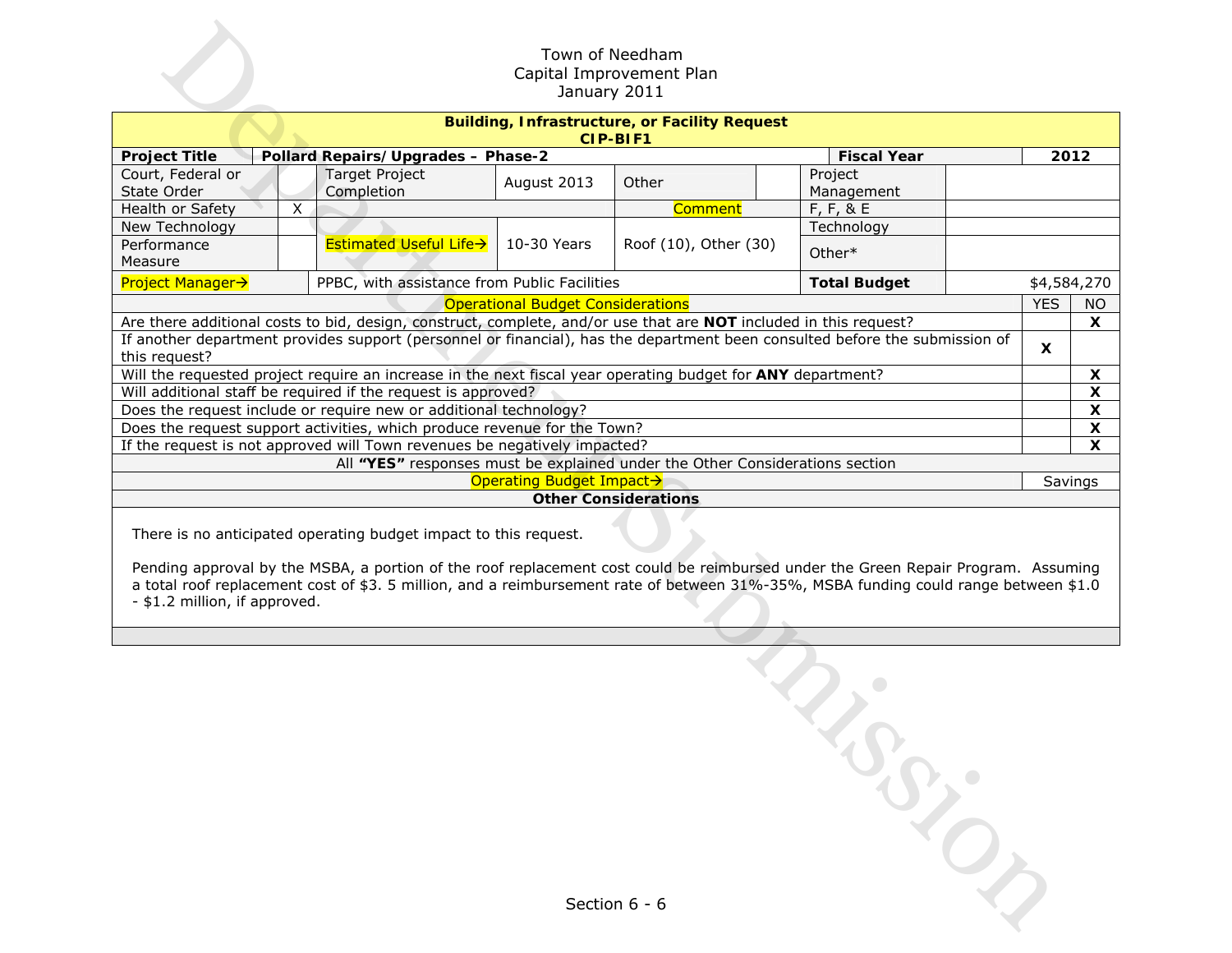Town of Needham
Capital Improvement Plan
January 2011

| **Building, Infrastructure, or Facility Request CIP-BIF1** | | | | | | | | | |
|---|---|---|---|---|---|---|---|---|---|
| **Project Title** | **Pollard Repairs/Upgrades – Phase-2** | | | | | **Fiscal Year** | | **2012** | |
| Court, Federal or State Order | | Target Project Completion | August 2013 | Other | | Project Management | | | |
| Health or Safety | X | | | Comment | | F, F, & E | | | |
| New Technology | | | | | | Technology | | | |
| Performance Measure | | Estimated Useful Life→ | 10-30 Years | Roof (10), Other (30) | | Other* | | | |
| Project Manager→ | | PPBC, with assistance from Public Facilities | | | | **Total Budget** | | $4,584,270 | |

| Operational Budget Considerations | YES | NO |
|---|---|---|
| Are there additional costs to bid, design, construct, complete, and/or use that are **NOT** included in this request? | | **X** |
| If another department provides support (personnel or financial), has the department been consulted before the submission of this request? | **X** | |
| Will the requested project require an increase in the next fiscal year operating budget for **ANY** department? | | **X** |
| Will additional staff be required if the request is approved? | | **X** |
| Does the request include or require new or additional technology? | | **X** |
| Does the request support activities, which produce revenue for the Town? | | **X** |
| If the request is not approved will Town revenues be negatively impacted? | | **X** |
| All **"YES"** responses must be explained under the Other Considerations section | | |
| Operating Budget Impact→ | Savings | |

**Other Considerations**

There is no anticipated operating budget impact to this request.

Pending approval by the MSBA, a portion of the roof replacement cost could be reimbursed under the Green Repair Program. Assuming a total roof replacement cost of $3. 5 million, and a reimbursement rate of between 31%-35%, MSBA funding could range between $1.0 - $1.2 million, if approved.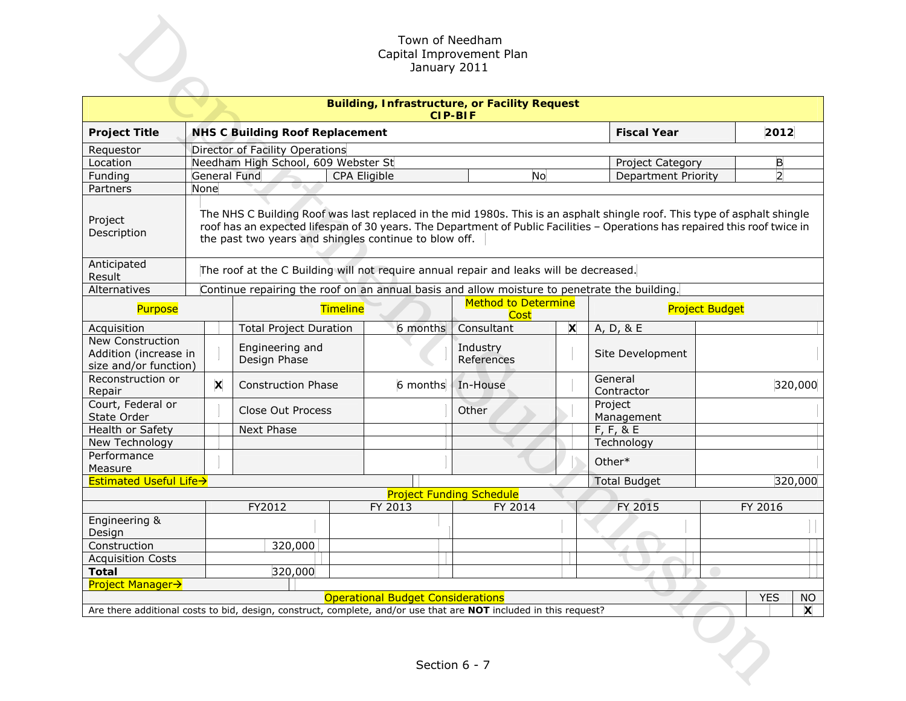Town of Needham
Capital Improvement Plan
January 2011

| **Building, Infrastructure, or Facility Request CIP-BIF** | | | |
|---|---|---|---|
| **Project Title** | **NHS C Building Roof Replacement** | **Fiscal Year** | **2012** |
| Requestor | Director of Facility Operations | | |
| Location | Needham High School, 609 Webster St | Project Category | B |
| Funding | General Fund / CPA Eligible: No | Department Priority | 2 |
| Partners | None | | |
| Project Description | The NHS C Building Roof was last replaced in the mid 1980s. This is an asphalt shingle roof. This type of asphalt shingle roof has an expected lifespan of 30 years. The Department of Public Facilities – Operations has repaired this roof twice in the past two years and shingles continue to blow off. | | |
| Anticipated Result | The roof at the C Building will not require annual repair and leaks will be decreased. | | |
| Alternatives | Continue repairing the roof on an annual basis and allow moisture to penetrate the building. | | |

| Purpose | | Timeline | | Method to Determine Cost | | Project Budget | |
|---|---|---|---|---|---|---|---|
| Acquisition | | Total Project Duration | 6 months | Consultant | X | A, D, & E | |
| New Construction Addition (increase in size and/or function) | | Engineering and Design Phase | | Industry References | | Site Development | |
| Reconstruction or Repair | X | Construction Phase | 6 months | In-House | | General Contractor | 320,000 |
| Court, Federal or State Order | | Close Out Process | | Other | | Project Management | |
| Health or Safety | | Next Phase | | | | F, F, & E | |
| New Technology | | | | | | Technology | |
| Performance Measure | | | | | | Other* | |
| Estimated Useful Life→ | | | | | | Total Budget | 320,000 |

**Project Funding Schedule**

| | FY2012 | FY 2013 | FY 2014 | FY 2015 | FY 2016 |
|---|---|---|---|---|---|
| Engineering & Design | | | | | |
| Construction | 320,000 | | | | |
| Acquisition Costs | | | | | |
| **Total** | 320,000 | | | | |

Project Manager→

| Operational Budget Considerations | YES | NO |
|---|---|---|
| Are there additional costs to bid, design, construct, complete, and/or use that are **NOT** included in this request? | | X |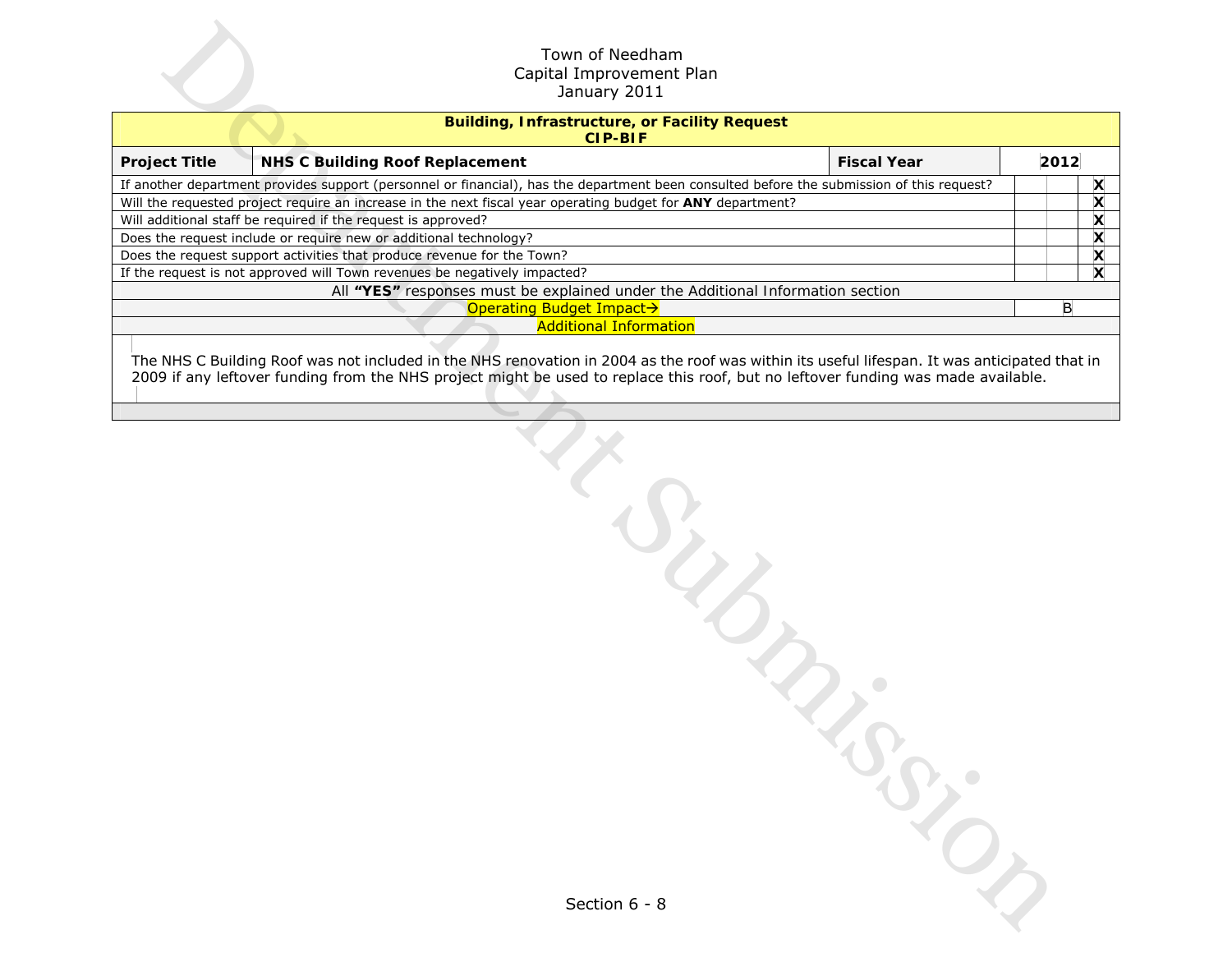Town of Needham
Capital Improvement Plan
January 2011

| **Building, Infrastructure, or Facility Request CIP-BIF** | | | |
|---|---|---|---|
| **Project Title** | **NHS C Building Roof Replacement** | **Fiscal Year** | **2012** |

| Question | | | |
|---|---|---|---|
| If another department provides support (personnel or financial), has the department been consulted before the submission of this request? | | | **X** |
| Will the requested project require an increase in the next fiscal year operating budget for **ANY** department? | | | **X** |
| Will additional staff be required if the request is approved? | | | **X** |
| Does the request include or require new or additional technology? | | | **X** |
| Does the request support activities that produce revenue for the Town? | | | **X** |
| If the request is not approved will Town revenues be negatively impacted? | | | **X** |

All **"YES"** responses must be explained under the Additional Information section

| Operating Budget Impact→ | B |
|---|---|

**Additional Information**

The NHS C Building Roof was not included in the NHS renovation in 2004 as the roof was within its useful lifespan. It was anticipated that in 2009 if any leftover funding from the NHS project might be used to replace this roof, but no leftover funding was made available.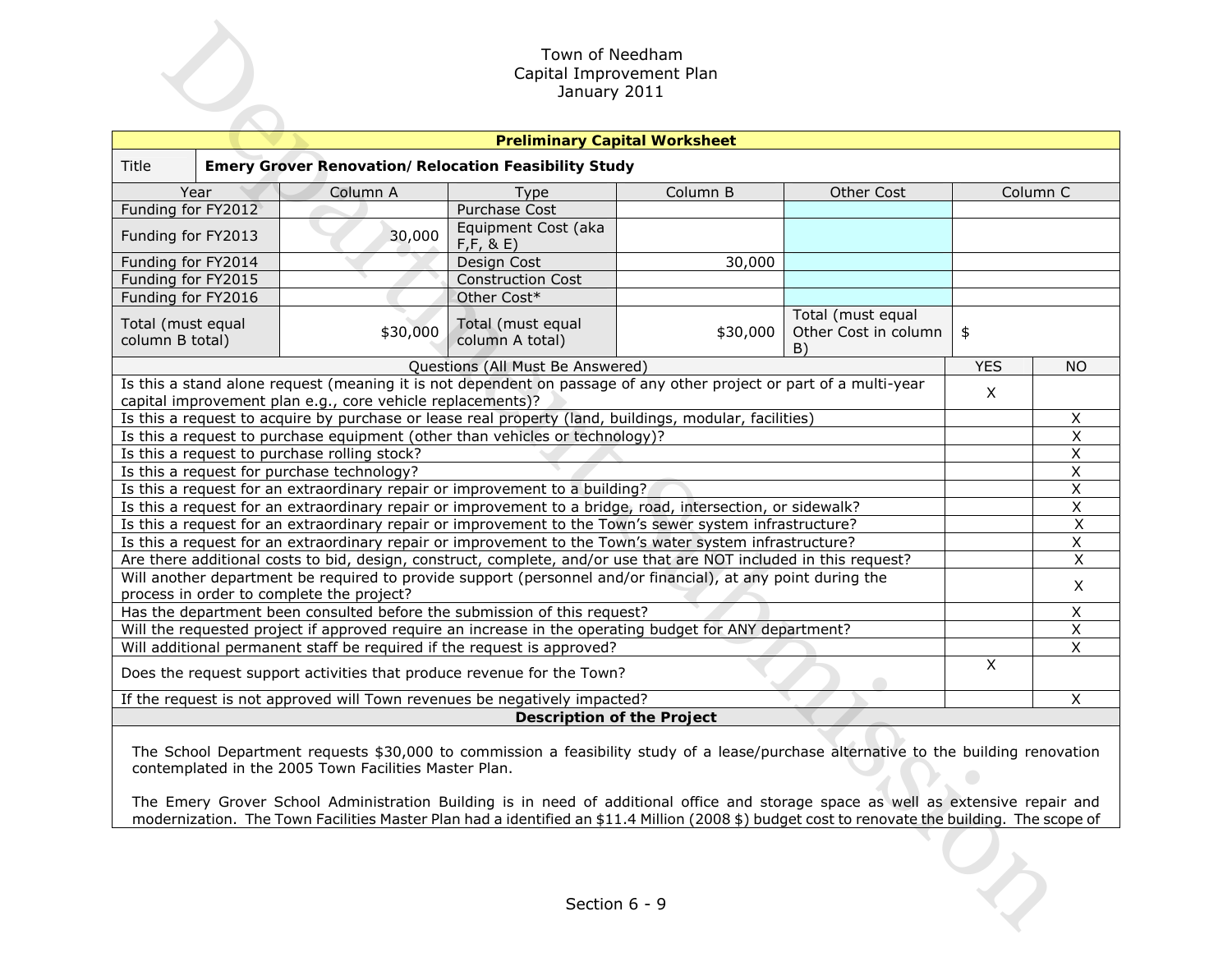Town of Needham
Capital Improvement Plan
January 2011

| Preliminary Capital Worksheet | | | | | | |
|---|---|---|---|---|---|---|
| Title | **Emery Grover Renovation/Relocation Feasibility Study** | | | | | |
| Year | Column A | Type | Column B | Other Cost | Column C | |
| Funding for FY2012 | | Purchase Cost | | | | |
| Funding for FY2013 | 30,000 | Equipment Cost (aka F,F, & E) | | | | |
| Funding for FY2014 | | Design Cost | 30,000 | | | |
| Funding for FY2015 | | Construction Cost | | | | |
| Funding for FY2016 | | Other Cost* | | | | |
| Total (must equal column B total) | $30,000 | Total (must equal column A total) | $30,000 | Total (must equal Other Cost in column B) | $ | |

| Questions (All Must Be Answered) | YES | NO |
|---|---|---|
| Is this a stand alone request (meaning it is not dependent on passage of any other project or part of a multi-year capital improvement plan e.g., core vehicle replacements)? | X | |
| Is this a request to acquire by purchase or lease real property (land, buildings, modular, facilities) | | X |
| Is this a request to purchase equipment (other than vehicles or technology)? | | X |
| Is this a request to purchase rolling stock? | | X |
| Is this a request for purchase technology? | | X |
| Is this a request for an extraordinary repair or improvement to a building? | | X |
| Is this a request for an extraordinary repair or improvement to a bridge, road, intersection, or sidewalk? | | X |
| Is this a request for an extraordinary repair or improvement to the Town's sewer system infrastructure? | | X |
| Is this a request for an extraordinary repair or improvement to the Town's water system infrastructure? | | X |
| Are there additional costs to bid, design, construct, complete, and/or use that are NOT included in this request? | | X |
| Will another department be required to provide support (personnel and/or financial), at any point during the process in order to complete the project? | | X |
| Has the department been consulted before the submission of this request? | | X |
| Will the requested project if approved require an increase in the operating budget for ANY department? | | X |
| Will additional permanent staff be required if the request is approved? | | X |
| Does the request support activities that produce revenue for the Town? | X | |
| If the request is not approved will Town revenues be negatively impacted? | | X |

**Description of the Project**

The School Department requests $30,000 to commission a feasibility study of a lease/purchase alternative to the building renovation contemplated in the 2005 Town Facilities Master Plan.

The Emery Grover School Administration Building is in need of additional office and storage space as well as extensive repair and modernization. The Town Facilities Master Plan had a identified an $11.4 Million (2008 $) budget cost to renovate the building. The scope of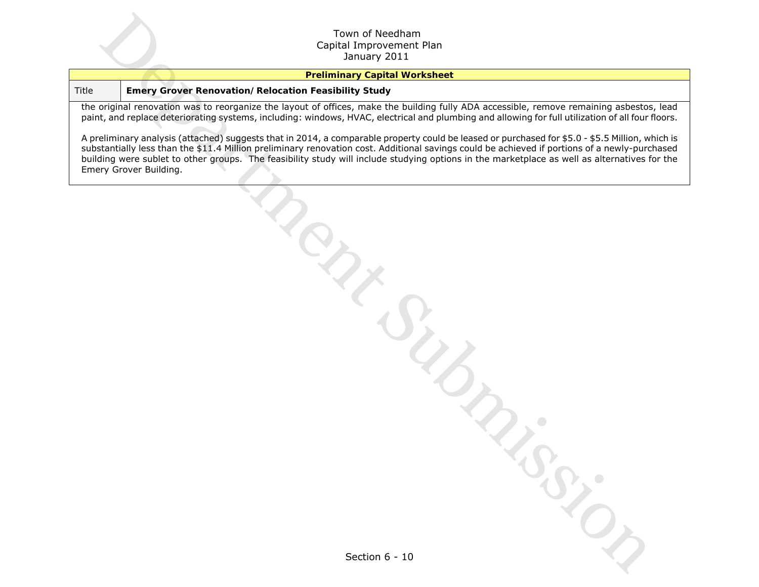Town of Needham
Capital Improvement Plan
January 2011

| Preliminary Capital Worksheet | |
|---|---|
| Title | **Emery Grover Renovation/ Relocation Feasibility Study** |

the original renovation was to reorganize the layout of offices, make the building fully ADA accessible, remove remaining asbestos, lead paint, and replace deteriorating systems, including: windows, HVAC, electrical and plumbing and allowing for full utilization of all four floors.

A preliminary analysis (attached) suggests that in 2014, a comparable property could be leased or purchased for $5.0 - $5.5 Million, which is substantially less than the $11.4 Million preliminary renovation cost. Additional savings could be achieved if portions of a newly-purchased building were sublet to other groups. The feasibility study will include studying options in the marketplace as well as alternatives for the Emery Grover Building.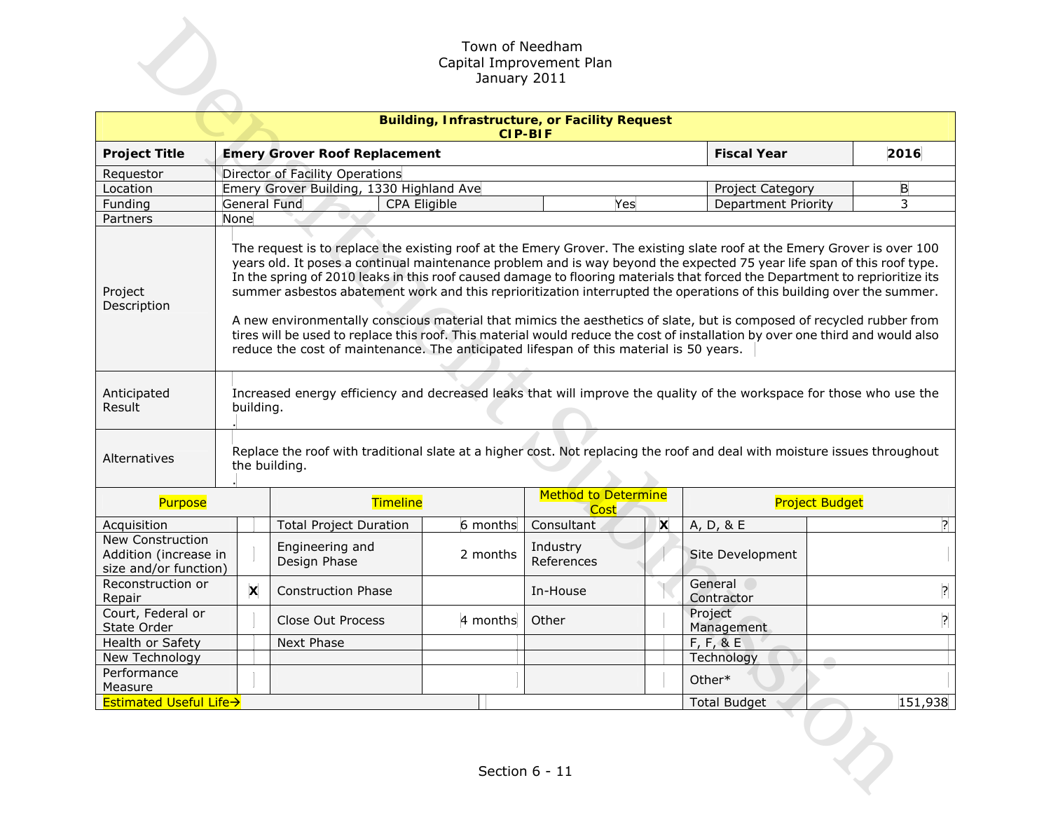Town of Needham
Capital Improvement Plan
January 2011

| **Building, Infrastructure, or Facility Request CIP-BIF** | | | | | |
|---|---|---|---|---|---|
| **Project Title** | **Emery Grover Roof Replacement** | | | **Fiscal Year** | **2016** |
| Requestor | Director of Facility Operations | | | | |
| Location | Emery Grover Building, 1330 Highland Ave | | | Project Category | B |
| Funding | General Fund | CPA Eligible | Yes | Department Priority | 3 |
| Partners | None | | | | |
| Project Description | The request is to replace the existing roof at the Emery Grover. The existing slate roof at the Emery Grover is over 100 years old. It poses a continual maintenance problem and is way beyond the expected 75 year life span of this roof type. In the spring of 2010 leaks in this roof caused damage to flooring materials that forced the Department to reprioritize its summer asbestos abatement work and this reprioritization interrupted the operations of this building over the summer.<br><br>A new environmentally conscious material that mimics the aesthetics of slate, but is composed of recycled rubber from tires will be used to replace this roof. This material would reduce the cost of installation by over one third and would also reduce the cost of maintenance. The anticipated lifespan of this material is 50 years. | | | | |
| Anticipated Result | Increased energy efficiency and decreased leaks that will improve the quality of the workspace for those who use the building.<br>. | | | | |
| Alternatives | Replace the roof with traditional slate at a higher cost. Not replacing the roof and deal with moisture issues throughout the building.<br>. | | | | |

| Purpose | | Timeline | | Method to Determine Cost | | Project Budget | |
|---|---|---|---|---|---|---|---|
| Acquisition | | Total Project Duration | 6 months | Consultant | X | A, D, & E | ? |
| New Construction Addition (increase in size and/or function) | | Engineering and Design Phase | 2 months | Industry References | | Site Development | |
| Reconstruction or Repair | X | Construction Phase | | In-House | | General Contractor | ? |
| Court, Federal or State Order | | Close Out Process | 4 months | Other | | Project Management | ? |
| Health or Safety | | Next Phase | | | | F, F, & E | |
| New Technology | | | | | | Technology | |
| Performance Measure | | | | | | Other* | |
| Estimated Useful Life→ | | | | | | Total Budget | 151,938 |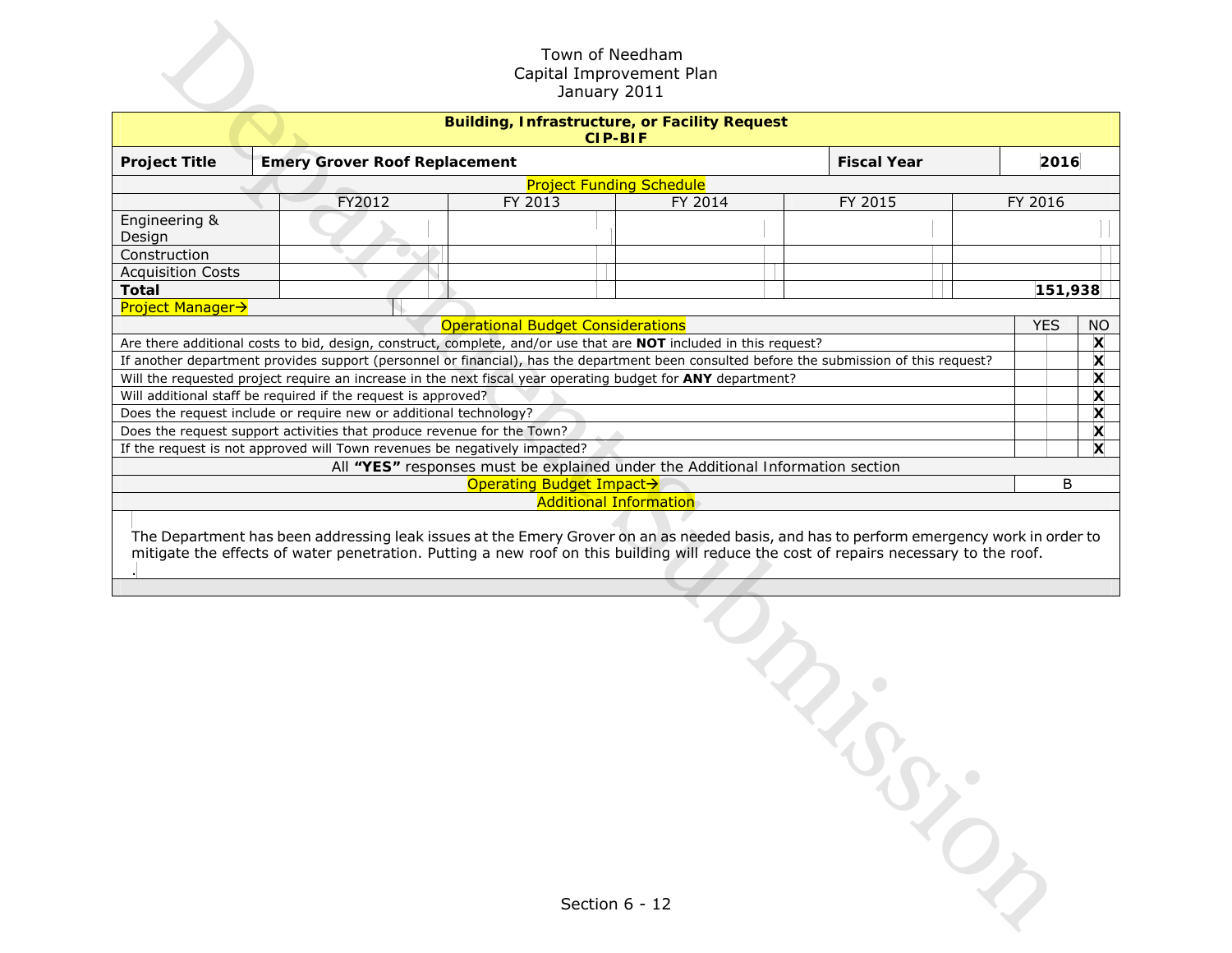Town of Needham
Capital Improvement Plan
January 2011

| **Building, Infrastructure, or Facility Request CIP-BIF** | | | | | |
|---|---|---|---|---|---|
| **Project Title** | **Emery Grover Roof Replacement** | | | **Fiscal Year** | **2016** |
| Project Funding Schedule | | | | | |
| | FY2012 | FY 2013 | FY 2014 | FY 2015 | FY 2016 |
| Engineering & Design | | | | | |
| Construction | | | | | |
| Acquisition Costs | | | | | |
| **Total** | | | | | **151,938** |
| Project Manager→ | | | | | |

| Operational Budget Considerations | YES | NO |
|---|---|---|
| Are there additional costs to bid, design, construct, complete, and/or use that are **NOT** included in this request? | | **X** |
| If another department provides support (personnel or financial), has the department been consulted before the submission of this request? | | **X** |
| Will the requested project require an increase in the next fiscal year operating budget for **ANY** department? | | **X** |
| Will additional staff be required if the request is approved? | | **X** |
| Does the request include or require new or additional technology? | | **X** |
| Does the request support activities that produce revenue for the Town? | | **X** |
| If the request is not approved will Town revenues be negatively impacted? | | **X** |
| All **"YES"** responses must be explained under the Additional Information section | | |
| Operating Budget Impact→ | B | |

**Additional Information**

The Department has been addressing leak issues at the Emery Grover on an as needed basis, and has to perform emergency work in order to mitigate the effects of water penetration. Putting a new roof on this building will reduce the cost of repairs necessary to the roof.

.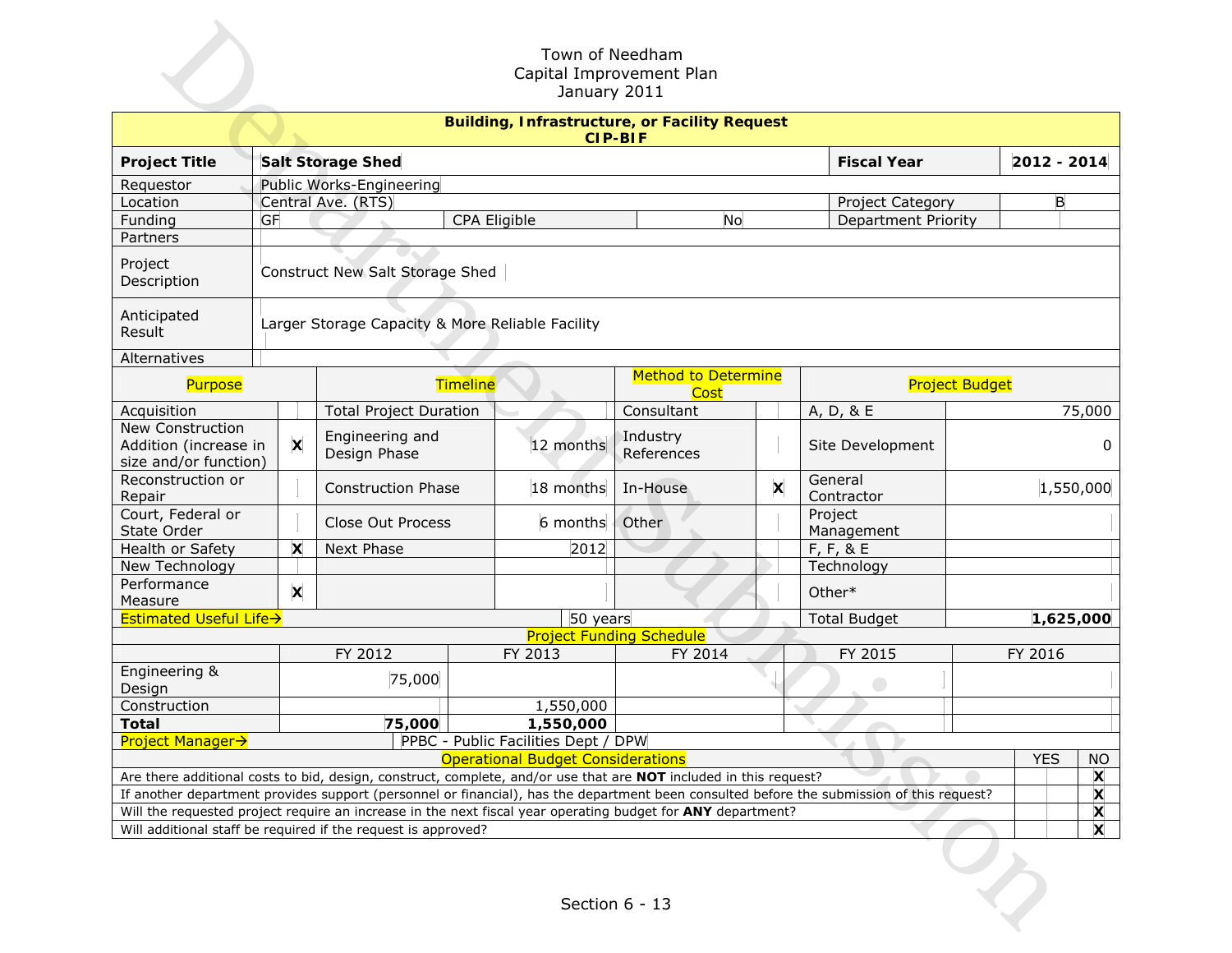Town of Needham
Capital Improvement Plan
January 2011

| Building, Infrastructure, or Facility Request CIP-BIF | | | |
|---|---|---|---|
| **Project Title** | **Salt Storage Shed** | **Fiscal Year** | **2012 - 2014** |
| Requestor | Public Works-Engineering | | |
| Location | Central Ave. (RTS) | Project Category | B |
| Funding | GF / CPA Eligible: No | Department Priority | |
| Partners | | | |
| Project Description | Construct New Salt Storage Shed | | |
| Anticipated Result | Larger Storage Capacity & More Reliable Facility | | |
| Alternatives | | | |

| Purpose | | Timeline | | Method to Determine Cost | | Project Budget | |
|---|---|---|---|---|---|---|---|
| Acquisition | | Total Project Duration | | Consultant | | A, D, & E | 75,000 |
| New Construction Addition (increase in size and/or function) | X | Engineering and Design Phase | 12 months | Industry References | | Site Development | 0 |
| Reconstruction or Repair | | Construction Phase | 18 months | In-House | X | General Contractor | 1,550,000 |
| Court, Federal or State Order | | Close Out Process | 6 months | Other | | Project Management | |
| Health or Safety | X | Next Phase | 2012 | | | F, F, & E | |
| New Technology | | | | | | Technology | |
| Performance Measure | X | | | | | Other* | |
| Estimated Useful Life→ | | | 50 years | | | Total Budget | **1,625,000** |

| Project Funding Schedule | FY 2012 | FY 2013 | FY 2014 | FY 2015 | FY 2016 |
|---|---|---|---|---|---|
| Engineering & Design | 75,000 | | | | |
| Construction | | 1,550,000 | | | |
| **Total** | **75,000** | **1,550,000** | | | |

Project Manager→ PPBC - Public Facilities Dept / DPW

| Operational Budget Considerations | YES | NO |
|---|---|---|
| Are there additional costs to bid, design, construct, complete, and/or use that are **NOT** included in this request? | | X |
| If another department provides support (personnel or financial), has the department been consulted before the submission of this request? | | X |
| Will the requested project require an increase in the next fiscal year operating budget for **ANY** department? | | X |
| Will additional staff be required if the request is approved? | | X |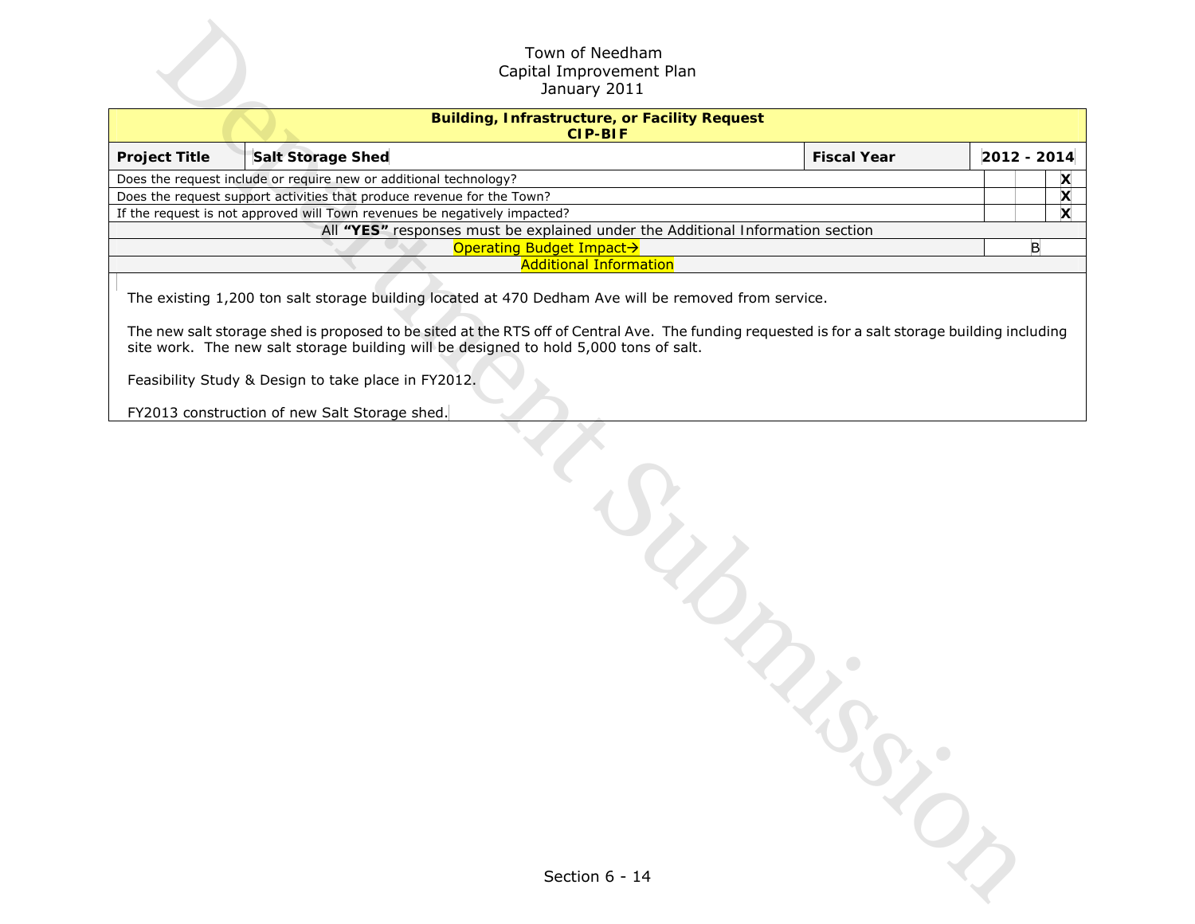Town of Needham
Capital Improvement Plan
January 2011

| Building, Infrastructure, or Facility Request CIP-BIF | | | | | |
|---|---|---|---|---|---|
| **Project Title** | **Salt Storage Shed** | **Fiscal Year** | **2012 - 2014** | | |
| Does the request include or require new or additional technology? | | | | | X |
| Does the request support activities that produce revenue for the Town? | | | | | X |
| If the request is not approved will Town revenues be negatively impacted? | | | | | X |
| All **"YES"** responses must be explained under the Additional Information section | | | | | |
| Operating Budget Impact→ | | | | B | |
| Additional Information | | | | | |

The existing 1,200 ton salt storage building located at 470 Dedham Ave will be removed from service.

The new salt storage shed is proposed to be sited at the RTS off of Central Ave. The funding requested is for a salt storage building including site work. The new salt storage building will be designed to hold 5,000 tons of salt.

Feasibility Study & Design to take place in FY2012.

FY2013 construction of new Salt Storage shed.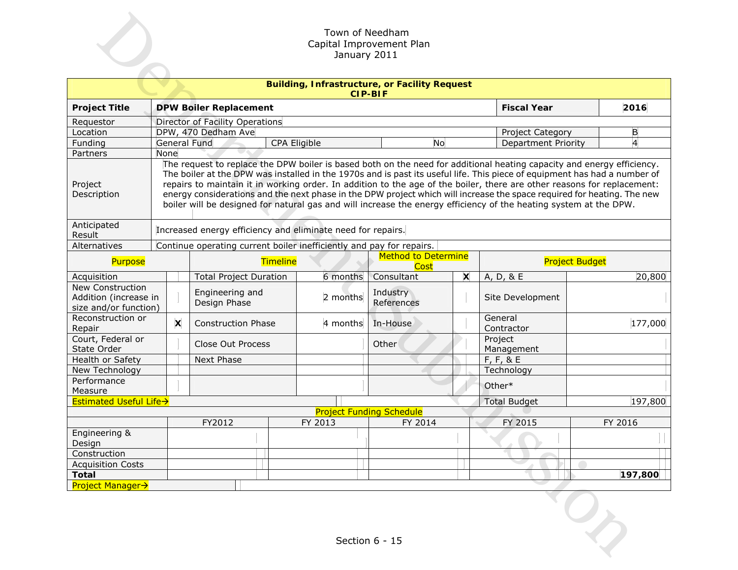Town of Needham
Capital Improvement Plan
January 2011

**Building, Infrastructure, or Facility Request**
**CIP-BIF**

| **Project Title** | **DPW Boiler Replacement** | | | **Fiscal Year** | **2016** |
|---|---|---|---|---|---|
| Requestor | Director of Facility Operations | | | | |
| Location | DPW, 470 Dedham Ave | | | Project Category | B |
| Funding | General Fund | CPA Eligible | No | Department Priority | 4 |
| Partners | None | | | | |
| Project Description | The request to replace the DPW boiler is based both on the need for additional heating capacity and energy efficiency. The boiler at the DPW was installed in the 1970s and is past its useful life. This piece of equipment has had a number of repairs to maintain it in working order. In addition to the age of the boiler, there are other reasons for replacement: energy considerations and the next phase in the DPW project which will increase the space required for heating. The new boiler will be designed for natural gas and will increase the energy efficiency of the heating system at the DPW. | | | | |
| Anticipated Result | Increased energy efficiency and eliminate need for repairs. | | | | |
| Alternatives | Continue operating current boiler inefficiently and pay for repairs. | | | | |

| Purpose | | Timeline | | Method to Determine Cost | | Project Budget | |
|---|---|---|---|---|---|---|---|
| Acquisition | | Total Project Duration | 6 months | Consultant | X | A, D, & E | 20,800 |
| New Construction Addition (increase in size and/or function) | | Engineering and Design Phase | 2 months | Industry References | | Site Development | |
| Reconstruction or Repair | X | Construction Phase | 4 months | In-House | | General Contractor | 177,000 |
| Court, Federal or State Order | | Close Out Process | | Other | | Project Management | |
| Health or Safety | | Next Phase | | | | F, F, & E | |
| New Technology | | | | | | Technology | |
| Performance Measure | | | | | | Other* | |
| Estimated Useful Life→ | | | | | | Total Budget | 197,800 |

**Project Funding Schedule**

| | FY2012 | FY 2013 | FY 2014 | FY 2015 | FY 2016 |
|---|---|---|---|---|---|
| Engineering & Design | | | | | |
| Construction | | | | | |
| Acquisition Costs | | | | | |
| **Total** | | | | | **197,800** |

Project Manager→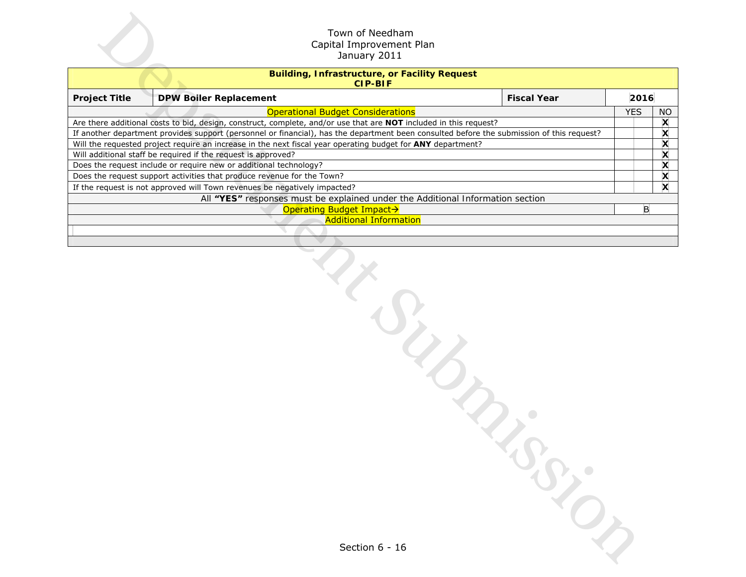Town of Needham
Capital Improvement Plan
January 2011

| **Building, Infrastructure, or Facility Request CIP-BIF** | | | |
|---|---|---|---|
| **Project Title** | **DPW Boiler Replacement** | **Fiscal Year** | **2016** |

| Operational Budget Considerations | YES | NO |
|---|---|---|
| Are there additional costs to bid, design, construct, complete, and/or use that are **NOT** included in this request? | | X |
| If another department provides support (personnel or financial), has the department been consulted before the submission of this request? | | X |
| Will the requested project require an increase in the next fiscal year operating budget for **ANY** department? | | X |
| Will additional staff be required if the request is approved? | | X |
| Does the request include or require new or additional technology? | | X |
| Does the request support activities that produce revenue for the Town? | | X |
| If the request is not approved will Town revenues be negatively impacted? | | X |
| All **"YES"** responses must be explained under the Additional Information section | | |
| Operating Budget Impact→ | B | |
| Additional Information | | |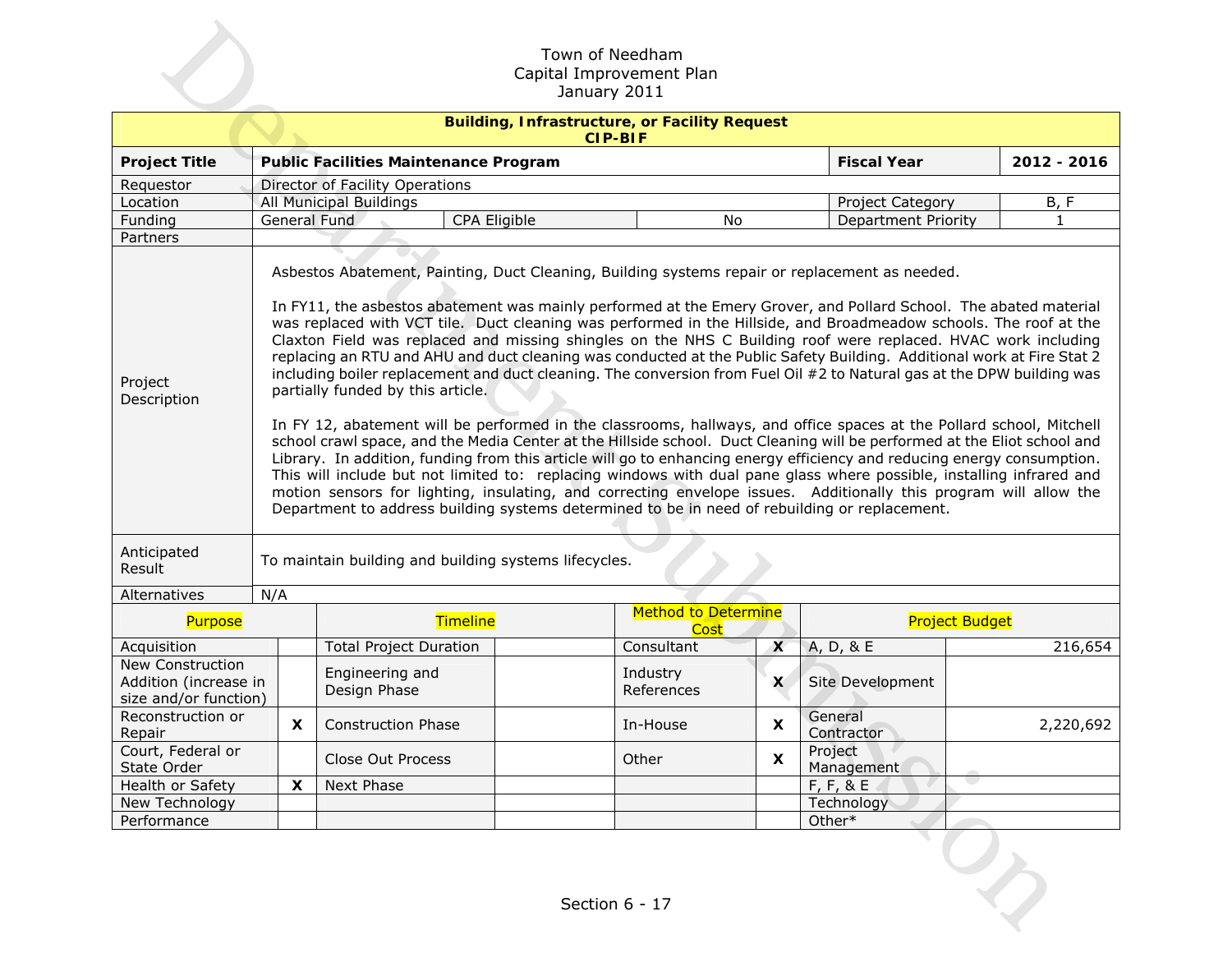Town of Needham
Capital Improvement Plan
January 2011

| **Building, Infrastructure, or Facility Request CIP-BIF** | | | | | |
|---|---|---|---|---|---|
| **Project Title** | **Public Facilities Maintenance Program** | | | **Fiscal Year** | **2012 - 2016** |
| Requestor | Director of Facility Operations | | | | |
| Location | All Municipal Buildings | | | Project Category | B, F |
| Funding | General Fund | CPA Eligible | No | Department Priority | 1 |
| Partners | | | | | |
| Project Description | Asbestos Abatement, Painting, Duct Cleaning, Building systems repair or replacement as needed.<br><br>In FY11, the asbestos abatement was mainly performed at the Emery Grover, and Pollard School. The abated material was replaced with VCT tile. Duct cleaning was performed in the Hillside, and Broadmeadow schools. The roof at the Claxton Field was replaced and missing shingles on the NHS C Building roof were replaced. HVAC work including replacing an RTU and AHU and duct cleaning was conducted at the Public Safety Building. Additional work at Fire Stat 2 including boiler replacement and duct cleaning. The conversion from Fuel Oil #2 to Natural gas at the DPW building was partially funded by this article.<br><br>In FY 12, abatement will be performed in the classrooms, hallways, and office spaces at the Pollard school, Mitchell school crawl space, and the Media Center at the Hillside school. Duct Cleaning will be performed at the Eliot school and Library. In addition, funding from this article will go to enhancing energy efficiency and reducing energy consumption. This will include but not limited to: replacing windows with dual pane glass where possible, installing infrared and motion sensors for lighting, insulating, and correcting envelope issues. Additionally this program will allow the Department to address building systems determined to be in need of rebuilding or replacement. | | | | |
| Anticipated Result | To maintain building and building systems lifecycles. | | | | |
| Alternatives | N/A | | | | |

| Purpose | | Timeline | | Method to Determine Cost | | Project Budget | |
|---|---|---|---|---|---|---|---|
| Acquisition | | Total Project Duration | | Consultant | X | A, D, & E | 216,654 |
| New Construction Addition (increase in size and/or function) | | Engineering and Design Phase | | Industry References | X | Site Development | |
| Reconstruction or Repair | X | Construction Phase | | In-House | X | General Contractor | 2,220,692 |
| Court, Federal or State Order | | Close Out Process | | Other | X | Project Management | |
| Health or Safety | X | Next Phase | | | | F, F, & E | |
| New Technology | | | | | | Technology | |
| Performance | | | | | | Other* | |

Section 6 - 17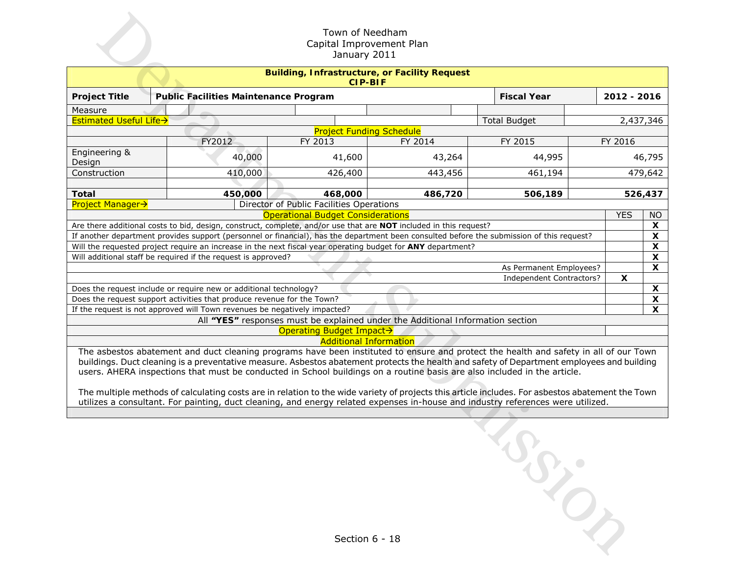Town of Needham
Capital Improvement Plan
January 2011

**Building, Infrastructure, or Facility Request**
**CIP-BIF**

| **Project Title** | **Public Facilities Maintenance Program** | | | **Fiscal Year** | **2012 - 2016** |
|---|---|---|---|---|---|
| Measure | | | | | |
| Estimated Useful Life→ | | | | Total Budget | 2,437,346 |

**Project Funding Schedule**

| | FY2012 | FY 2013 | FY 2014 | FY 2015 | FY 2016 |
|---|---|---|---|---|---|
| Engineering & Design | 40,000 | 41,600 | 43,264 | 44,995 | 46,795 |
| Construction | 410,000 | 426,400 | 443,456 | 461,194 | 479,642 |
| | | | | | |
| **Total** | **450,000** | **468,000** | **486,720** | **506,189** | **526,437** |

Project Manager→ Director of Public Facilities Operations

| Operational Budget Considerations | YES | NO |
|---|---|---|
| Are there additional costs to bid, design, construct, complete, and/or use that are **NOT** included in this request? | | X |
| If another department provides support (personnel or financial), has the department been consulted before the submission of this request? | | X |
| Will the requested project require an increase in the next fiscal year operating budget for **ANY** department? | | X |
| Will additional staff be required if the request is approved? | | X |
| As Permanent Employees? | | X |
| Independent Contractors? | X | |
| Does the request include or require new or additional technology? | | X |
| Does the request support activities that produce revenue for the Town? | | X |
| If the request is not approved will Town revenues be negatively impacted? | | X |

All **"YES"** responses must be explained under the Additional Information section

Operating Budget Impact→

**Additional Information**

The asbestos abatement and duct cleaning programs have been instituted to ensure and protect the health and safety in all of our Town buildings. Duct cleaning is a preventative measure. Asbestos abatement protects the health and safety of Department employees and building users. AHERA inspections that must be conducted in School buildings on a routine basis are also included in the article.

The multiple methods of calculating costs are in relation to the wide variety of projects this article includes. For asbestos abatement the Town utilizes a consultant. For painting, duct cleaning, and energy related expenses in-house and industry references were utilized.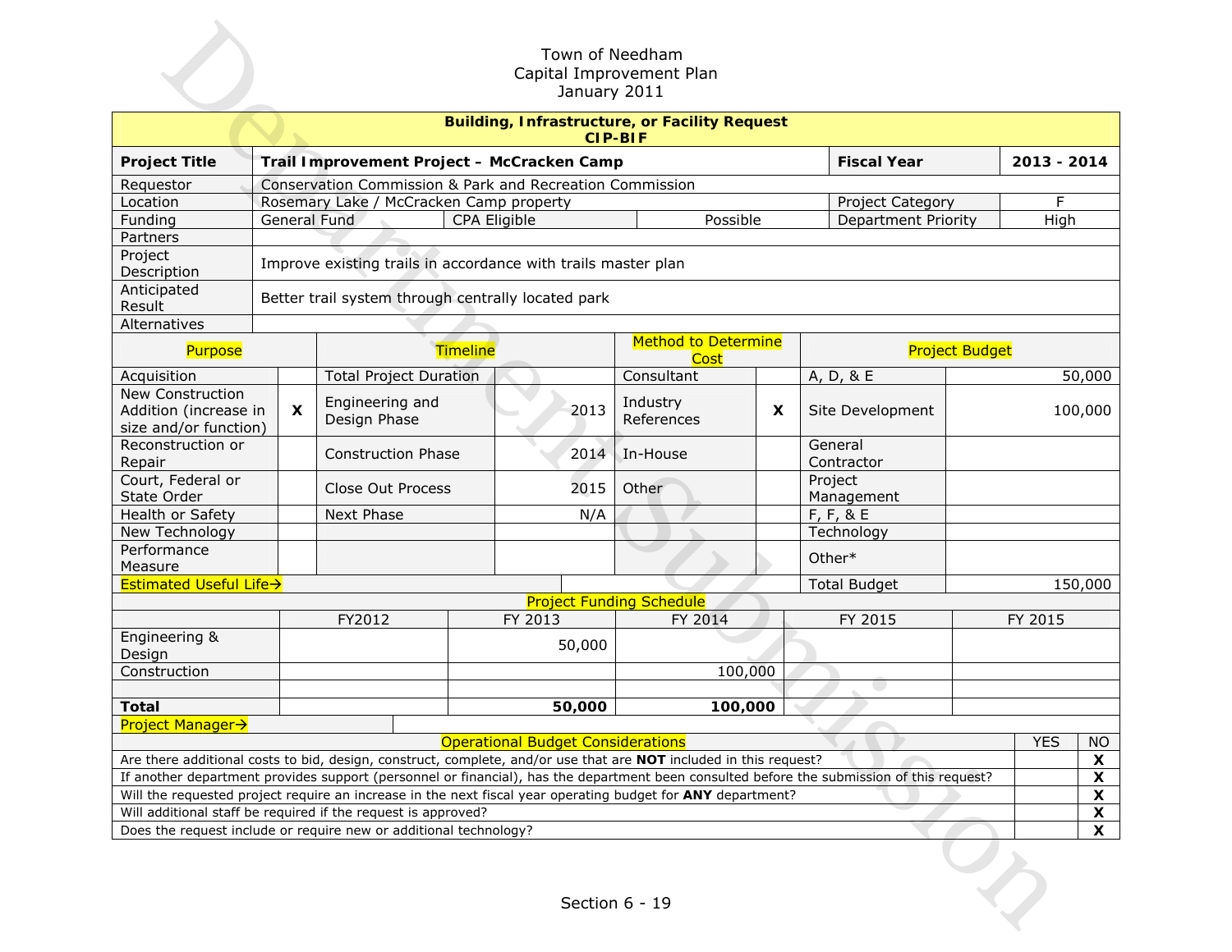Town of Needham
Capital Improvement Plan
January 2011

**Building, Infrastructure, or Facility Request**
**CIP-BIF**

| **Project Title** | **Trail Improvement Project – McCracken Camp** | | | **Fiscal Year** | **2013 - 2014** |
|---|---|---|---|---|---|
| Requestor | Conservation Commission & Park and Recreation Commission | | | | |
| Location | Rosemary Lake / McCracken Camp property | | | Project Category | F |
| Funding | General Fund | CPA Eligible | Possible | Department Priority | High |
| Partners | | | | | |
| Project Description | Improve existing trails in accordance with trails master plan | | | | |
| Anticipated Result | Better trail system through centrally located park | | | | |
| Alternatives | | | | | |

| Purpose | | Timeline | | Method to Determine Cost | | Project Budget | |
|---|---|---|---|---|---|---|---|
| Acquisition | | Total Project Duration | | Consultant | | A, D, & E | 50,000 |
| New Construction Addition (increase in size and/or function) | X | Engineering and Design Phase | 2013 | Industry References | X | Site Development | 100,000 |
| Reconstruction or Repair | | Construction Phase | 2014 | In-House | | General Contractor | |
| Court, Federal or State Order | | Close Out Process | 2015 | Other | | Project Management | |
| Health or Safety | | Next Phase | N/A | | | F, F, & E | |
| New Technology | | | | | | Technology | |
| Performance Measure | | | | | | Other* | |
| Estimated Useful Life→ | | | | | | Total Budget | 150,000 |

**Project Funding Schedule**

| | FY2012 | FY 2013 | FY 2014 | FY 2015 | FY 2015 |
|---|---|---|---|---|---|
| Engineering & Design | | 50,000 | | | |
| Construction | | | 100,000 | | |
| | | | | | |
| **Total** | | **50,000** | **100,000** | | |

Project Manager→

| Operational Budget Considerations | YES | NO |
|---|---|---|
| Are there additional costs to bid, design, construct, complete, and/or use that are **NOT** included in this request? | | X |
| If another department provides support (personnel or financial), has the department been consulted before the submission of this request? | | X |
| Will the requested project require an increase in the next fiscal year operating budget for **ANY** department? | | X |
| Will additional staff be required if the request is approved? | | X |
| Does the request include or require new or additional technology? | | X |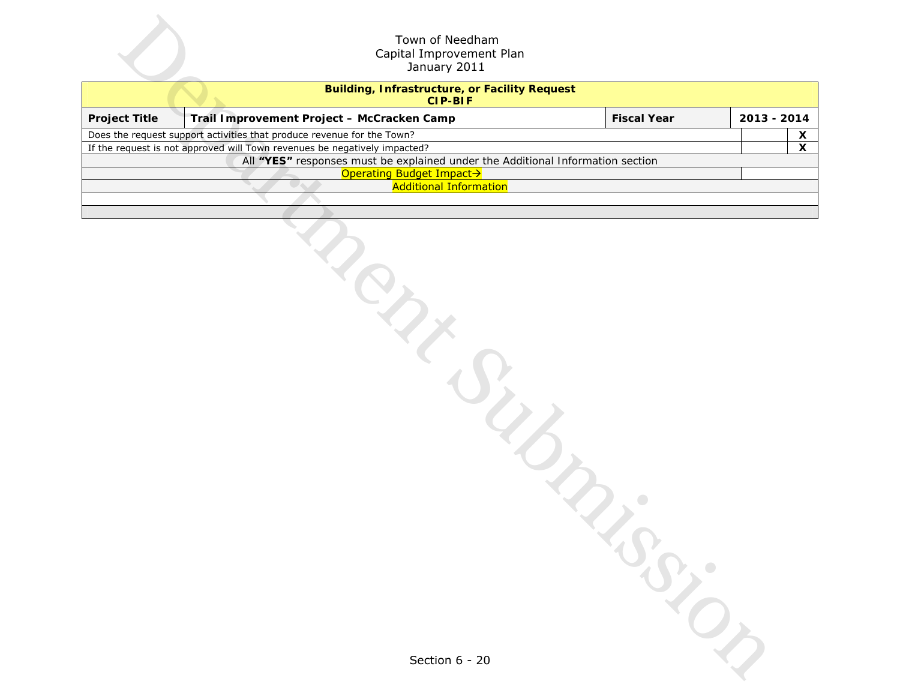Town of Needham
Capital Improvement Plan
January 2011

| Building, Infrastructure, or Facility Request CIP-BIF | | | | |
|---|---|---|---|---|
| **Project Title** | **Trail Improvement Project – McCracken Camp** | **Fiscal Year** | **2013 - 2014** | |
| Does the request support activities that produce revenue for the Town? | | | | **X** |
| If the request is not approved will Town revenues be negatively impacted? | | | | **X** |
| All **"YES"** responses must be explained under the Additional Information section | | | | |
| Operating Budget Impact→ | | | | |
| Additional Information | | | | |
| | | | | |
| | | | | |

Department Submission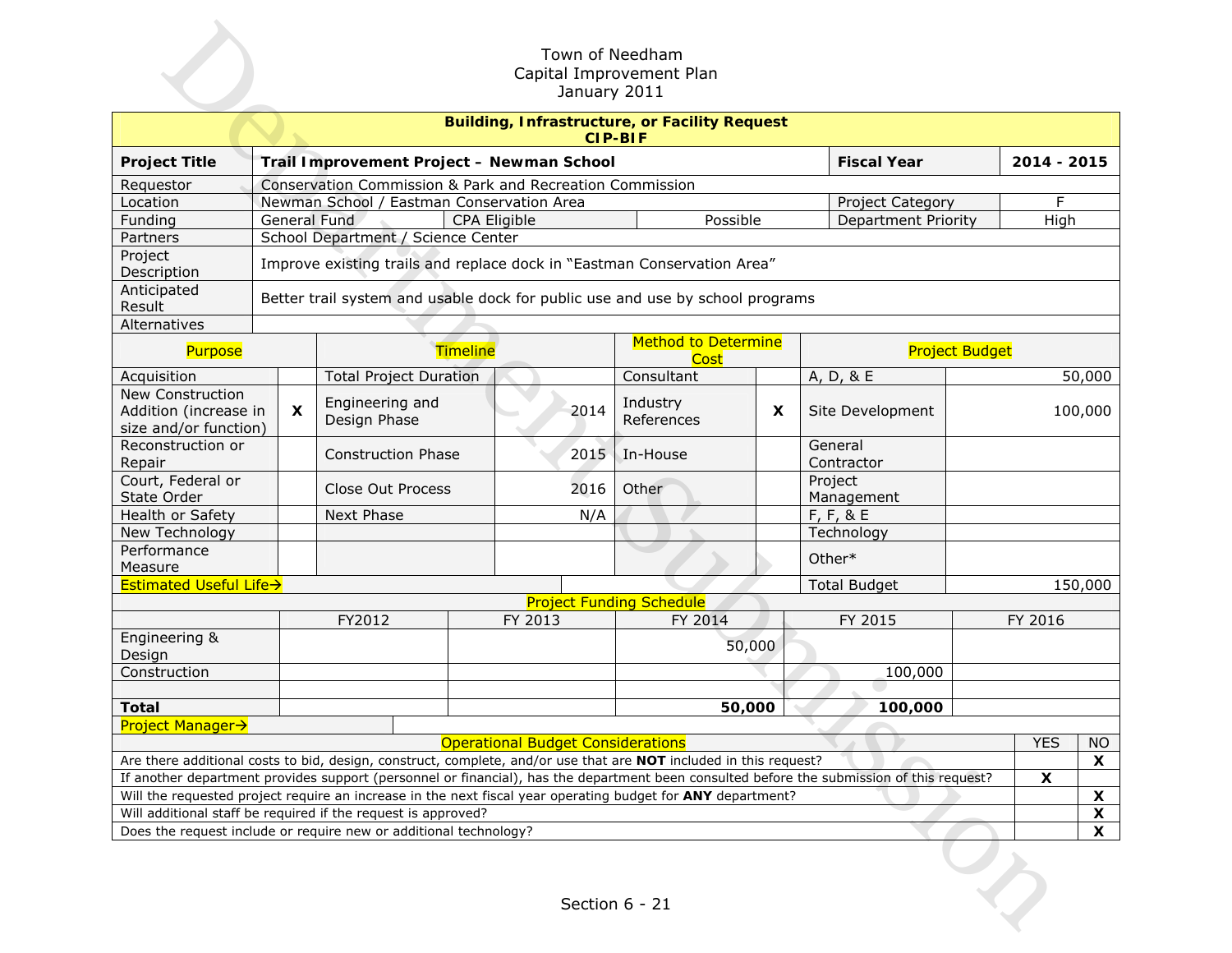Town of Needham
Capital Improvement Plan
January 2011

**Building, Infrastructure, or Facility Request**
**CIP-BIF**

| **Project Title** | **Trail Improvement Project – Newman School** | | | **Fiscal Year** | **2014 - 2015** |
|---|---|---|---|---|---|
| Requestor | Conservation Commission & Park and Recreation Commission | | | | |
| Location | Newman School / Eastman Conservation Area | | | Project Category | F |
| Funding | General Fund | CPA Eligible | Possible | Department Priority | High |
| Partners | School Department / Science Center | | | | |
| Project Description | Improve existing trails and replace dock in "Eastman Conservation Area" | | | | |
| Anticipated Result | Better trail system and usable dock for public use and use by school programs | | | | |
| Alternatives | | | | | |

| Purpose | | Timeline | | Method to Determine Cost | | Project Budget | |
|---|---|---|---|---|---|---|---|
| Acquisition | | Total Project Duration | | Consultant | | A, D, & E | 50,000 |
| New Construction Addition (increase in size and/or function) | X | Engineering and Design Phase | 2014 | Industry References | X | Site Development | 100,000 |
| Reconstruction or Repair | | Construction Phase | 2015 | In-House | | General Contractor | |
| Court, Federal or State Order | | Close Out Process | 2016 | Other | | Project Management | |
| Health or Safety | | Next Phase | N/A | | | F, F, & E | |
| New Technology | | | | | | Technology | |
| Performance Measure | | | | | | Other* | |
| Estimated Useful Life→ | | | | | | Total Budget | 150,000 |

**Project Funding Schedule**

| | FY2012 | FY 2013 | FY 2014 | FY 2015 | FY 2016 |
|---|---|---|---|---|---|
| Engineering & Design | | | 50,000 | | |
| Construction | | | | 100,000 | |
| | | | | | |
| **Total** | | | **50,000** | **100,000** | |

Project Manager→

| Operational Budget Considerations | YES | NO |
|---|---|---|
| Are there additional costs to bid, design, construct, complete, and/or use that are **NOT** included in this request? | | X |
| If another department provides support (personnel or financial), has the department been consulted before the submission of this request? | X | |
| Will the requested project require an increase in the next fiscal year operating budget for **ANY** department? | | X |
| Will additional staff be required if the request is approved? | | X |
| Does the request include or require new or additional technology? | | X |

Section 6 - 21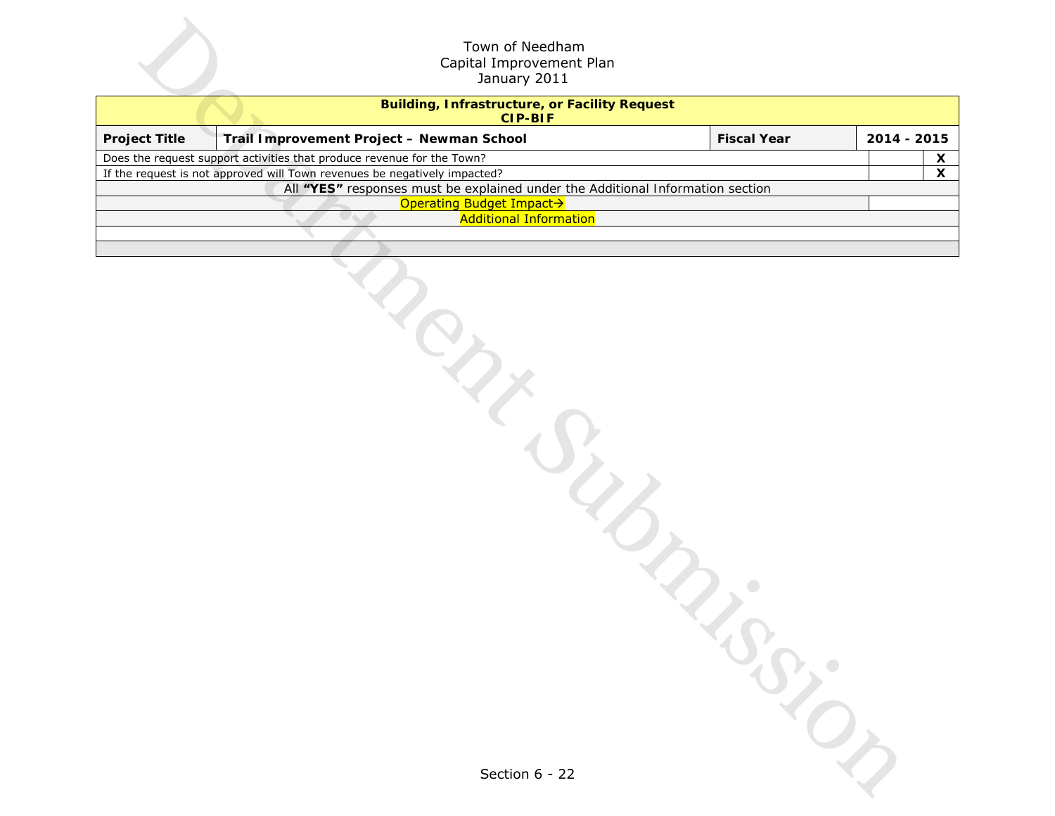Town of Needham
Capital Improvement Plan
January 2011

| **Building, Infrastructure, or Facility Request CIP-BIF** | | | | |
|---|---|---|---|---|
| **Project Title** | **Trail Improvement Project – Newman School** | **Fiscal Year** | **2014 - 2015** | |
| Does the request support activities that produce revenue for the Town? | | | | **X** |
| If the request is not approved will Town revenues be negatively impacted? | | | | **X** |
| All **"YES"** responses must be explained under the Additional Information section | | | | |
| Operating Budget Impact→ | | | | |
| Additional Information | | | | |
| | | | | |
| | | | | |

Section 6 - 22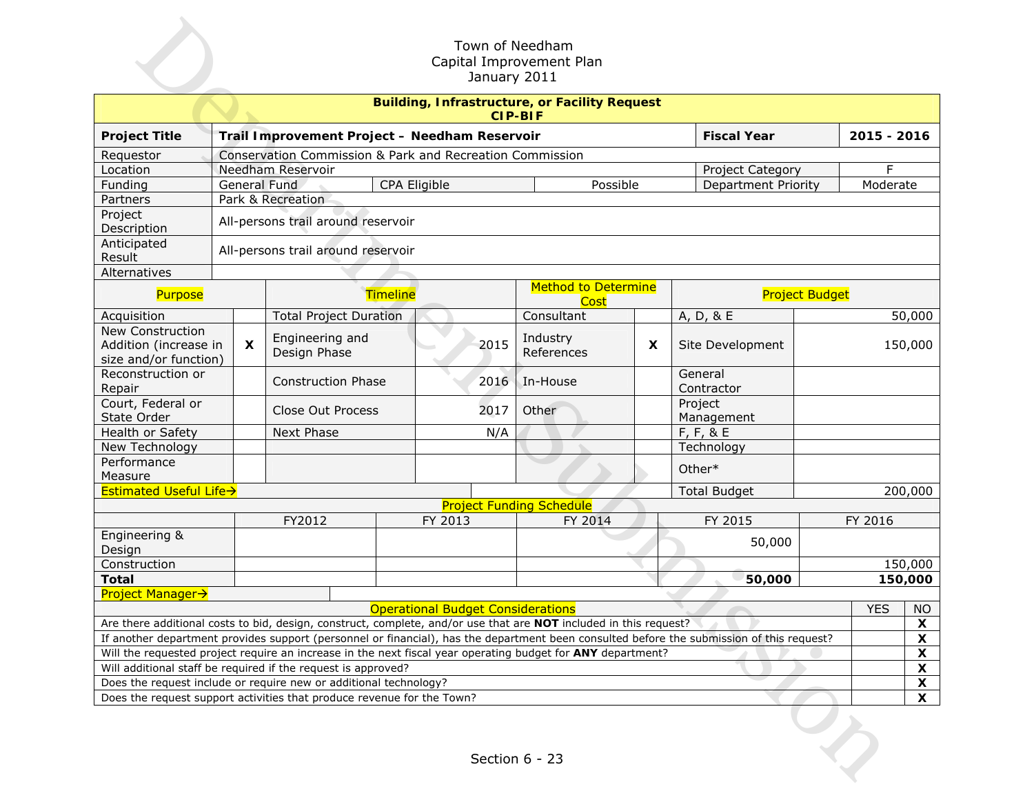Town of Needham
Capital Improvement Plan
January 2011

**Building, Infrastructure, or Facility Request**
**CIP-BIF**

| **Project Title** | **Trail Improvement Project – Needham Reservoir** | | | **Fiscal Year** | **2015 - 2016** |
|---|---|---|---|---|---|
| Requestor | Conservation Commission & Park and Recreation Commission | | | | |
| Location | Needham Reservoir | | | Project Category | F |
| Funding | General Fund | CPA Eligible | Possible | Department Priority | Moderate |
| Partners | Park & Recreation | | | | |
| Project Description | All-persons trail around reservoir | | | | |
| Anticipated Result | All-persons trail around reservoir | | | | |
| Alternatives | | | | | |

| Purpose | | Timeline | | Method to Determine Cost | | Project Budget | |
|---|---|---|---|---|---|---|---|
| Acquisition | | Total Project Duration | | Consultant | | A, D, & E | 50,000 |
| New Construction Addition (increase in size and/or function) | X | Engineering and Design Phase | 2015 | Industry References | X | Site Development | 150,000 |
| Reconstruction or Repair | | Construction Phase | 2016 | In-House | | General Contractor | |
| Court, Federal or State Order | | Close Out Process | 2017 | Other | | Project Management | |
| Health or Safety | | Next Phase | N/A | | | F, F, & E | |
| New Technology | | | | | | Technology | |
| Performance Measure | | | | | | Other* | |
| Estimated Useful Life→ | | | | | | Total Budget | 200,000 |

**Project Funding Schedule**

| | FY2012 | FY 2013 | FY 2014 | FY 2015 | FY 2016 |
|---|---|---|---|---|---|
| Engineering & Design | | | | 50,000 | |
| Construction | | | | | 150,000 |
| **Total** | | | | **50,000** | **150,000** |

Project Manager→

| Operational Budget Considerations | YES | NO |
|---|---|---|
| Are there additional costs to bid, design, construct, complete, and/or use that are **NOT** included in this request? | | X |
| If another department provides support (personnel or financial), has the department been consulted before the submission of this request? | | X |
| Will the requested project require an increase in the next fiscal year operating budget for **ANY** department? | | X |
| Will additional staff be required if the request is approved? | | X |
| Does the request include or require new or additional technology? | | X |
| Does the request support activities that produce revenue for the Town? | | X |

Section 6 - 23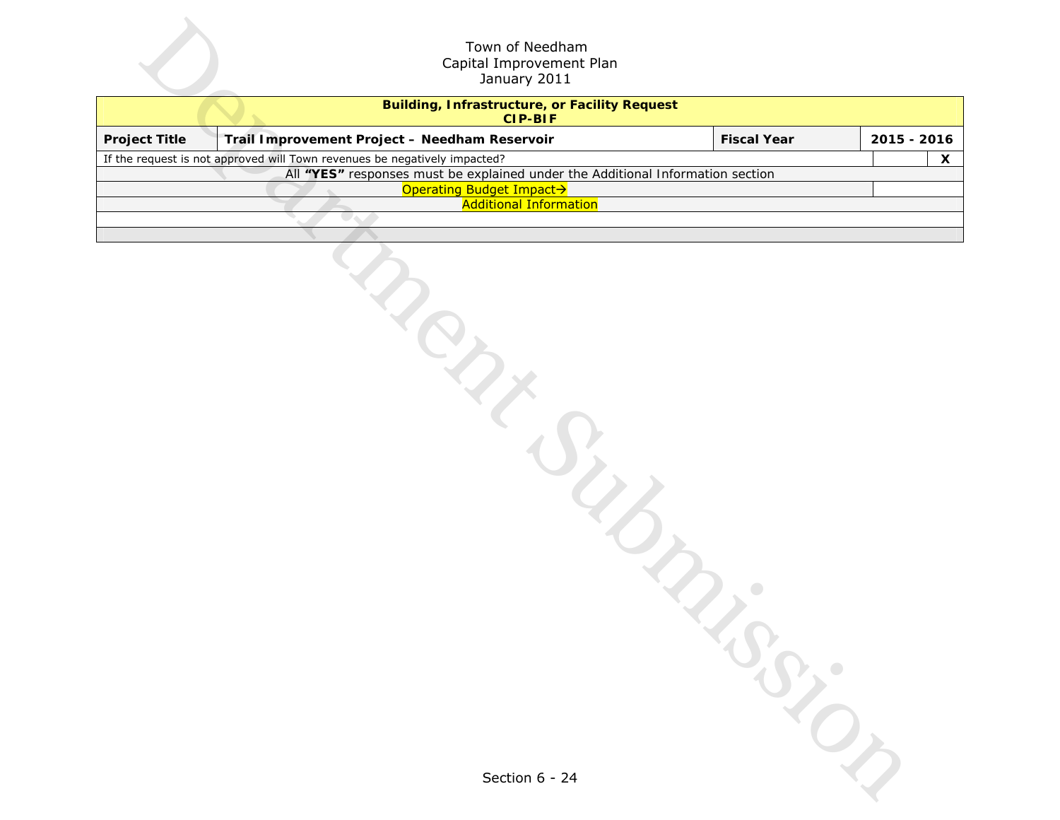Town of Needham
Capital Improvement Plan
January 2011

| **Building, Infrastructure, or Facility Request CIP-BIF** | | | |
|---|---|---|---|
| **Project Title** | **Trail Improvement Project – Needham Reservoir** | **Fiscal Year** | **2015 - 2016** |
| If the request is not approved will Town revenues be negatively impacted? | | | **X** |
| All **"YES"** responses must be explained under the Additional Information section | | | |
| Operating Budget Impact→ | | | |
| Additional Information | | | |
| | | | |
| | | | |

Department Submission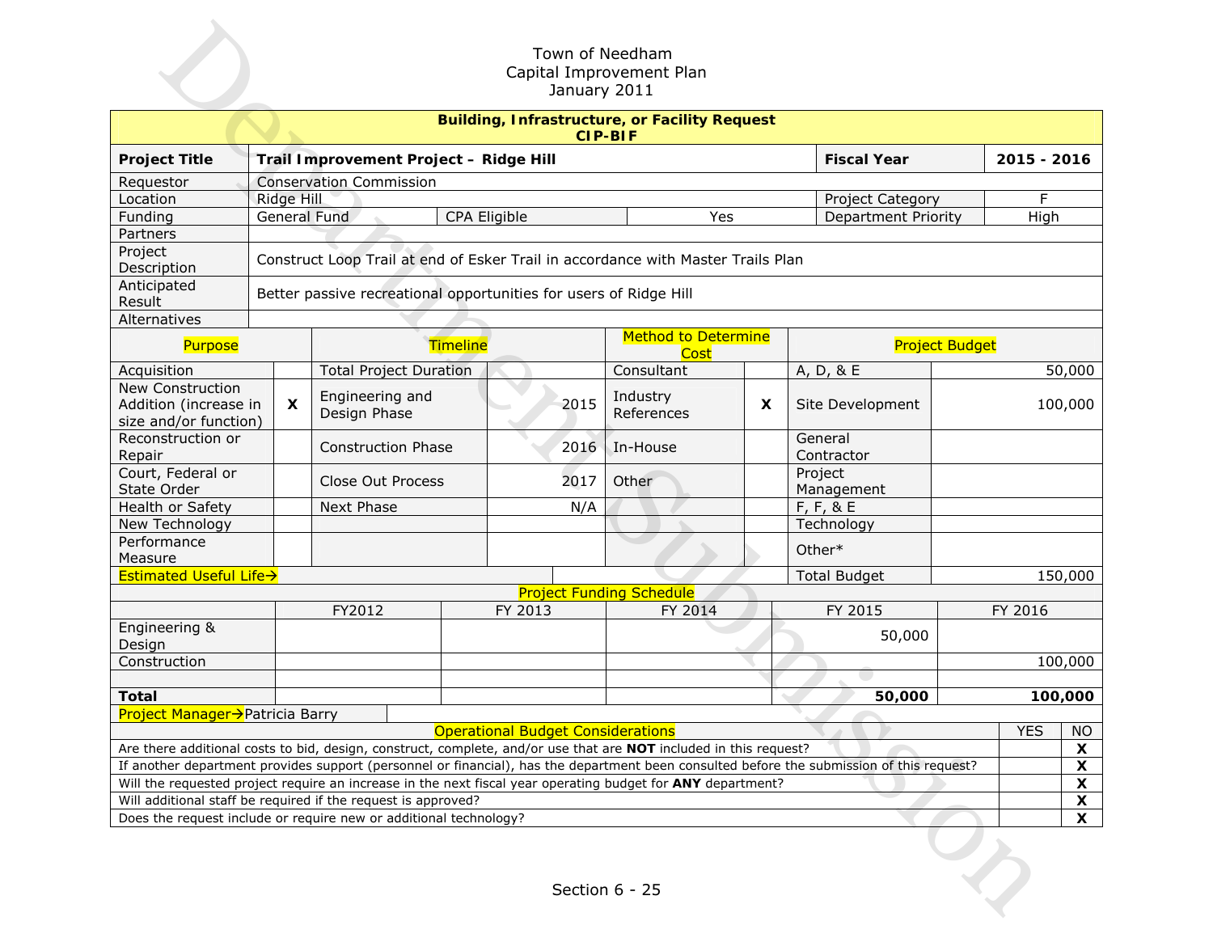Town of Needham
Capital Improvement Plan
January 2011

| **Building, Infrastructure, or Facility Request CIP-BIF** | | | |
|---|---|---|---|
| **Project Title** | **Trail Improvement Project – Ridge Hill** | **Fiscal Year** | **2015 - 2016** |
| Requestor | Conservation Commission | | |
| Location | Ridge Hill | Project Category | F |
| Funding | General Fund / CPA Eligible: Yes | Department Priority | High |
| Partners | | | |
| Project Description | Construct Loop Trail at end of Esker Trail in accordance with Master Trails Plan | | |
| Anticipated Result | Better passive recreational opportunities for users of Ridge Hill | | |
| Alternatives | | | |

| Purpose | | Timeline | | Method to Determine Cost | | Project Budget | |
|---|---|---|---|---|---|---|---|
| Acquisition | | Total Project Duration | | Consultant | | A, D, & E | 50,000 |
| New Construction Addition (increase in size and/or function) | X | Engineering and Design Phase | 2015 | Industry References | X | Site Development | 100,000 |
| Reconstruction or Repair | | Construction Phase | 2016 | In-House | | General Contractor | |
| Court, Federal or State Order | | Close Out Process | 2017 | Other | | Project Management | |
| Health or Safety | | Next Phase | N/A | | | F, F, & E | |
| New Technology | | | | | | Technology | |
| Performance Measure | | | | | | Other* | |
| Estimated Useful Life→ | | | | | | Total Budget | 150,000 |

**Project Funding Schedule**

| | FY2012 | FY 2013 | FY 2014 | FY 2015 | FY 2016 |
|---|---|---|---|---|---|
| Engineering & Design | | | | 50,000 | |
| Construction | | | | | 100,000 |
| | | | | | |
| **Total** | | | | **50,000** | **100,000** |

Project Manager→Patricia Barry

| Operational Budget Considerations | YES | NO |
|---|---|---|
| Are there additional costs to bid, design, construct, complete, and/or use that are **NOT** included in this request? | | X |
| If another department provides support (personnel or financial), has the department been consulted before the submission of this request? | | X |
| Will the requested project require an increase in the next fiscal year operating budget for **ANY** department? | | X |
| Will additional staff be required if the request is approved? | | X |
| Does the request include or require new or additional technology? | | X |

Section 6 - 25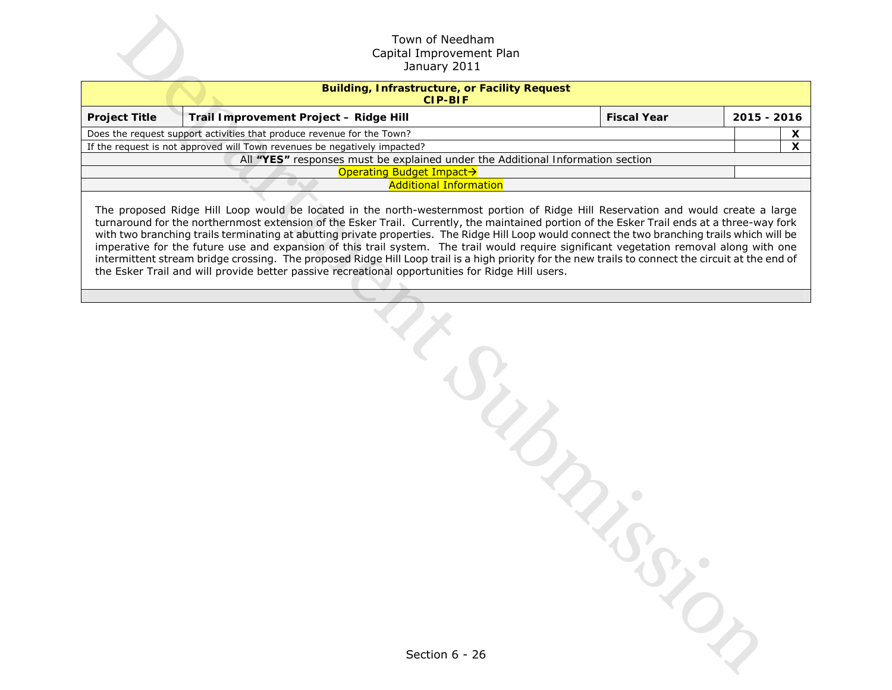Town of Needham
Capital Improvement Plan
January 2011

| **Building, Infrastructure, or Facility Request CIP-BIF** | | | | |
|---|---|---|---|---|
| **Project Title** | **Trail Improvement Project – Ridge Hill** | **Fiscal Year** | **2015 - 2016** | |
| Does the request support activities that produce revenue for the Town? | | | | **X** |
| If the request is not approved will Town revenues be negatively impacted? | | | | **X** |
| All **"YES"** responses must be explained under the Additional Information section | | | | |
| Operating Budget Impact→ | | | | |
| Additional Information | | | | |

The proposed Ridge Hill Loop would be located in the north-westernmost portion of Ridge Hill Reservation and would create a large turnaround for the northernmost extension of the Esker Trail. Currently, the maintained portion of the Esker Trail ends at a three-way fork with two branching trails terminating at abutting private properties. The Ridge Hill Loop would connect the two branching trails which will be imperative for the future use and expansion of this trail system. The trail would require significant vegetation removal along with one intermittent stream bridge crossing. The proposed Ridge Hill Loop trail is a high priority for the new trails to connect the circuit at the end of the Esker Trail and will provide better passive recreational opportunities for Ridge Hill users.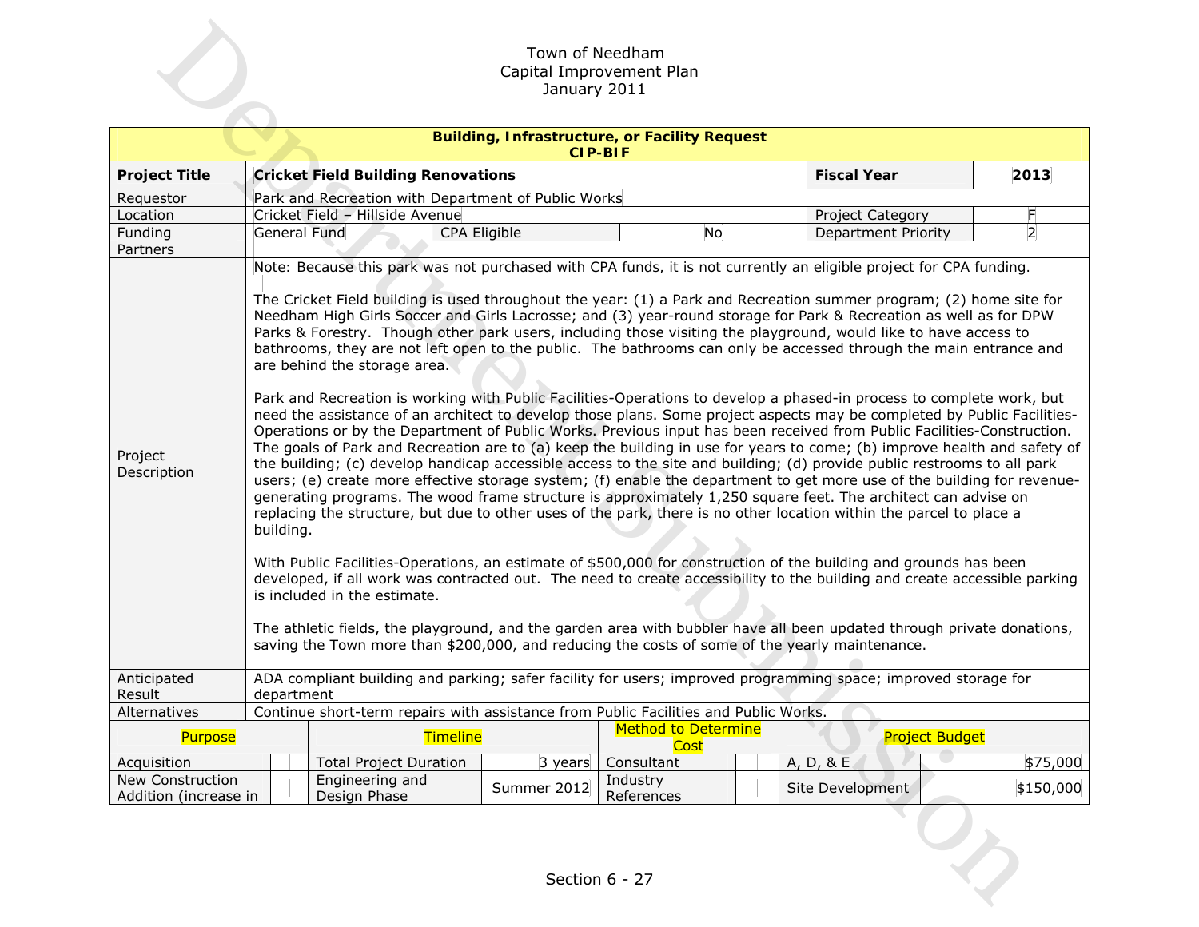Town of Needham
Capital Improvement Plan
January 2011

| **Building, Infrastructure, or Facility Request CIP-BIF** | | | | |
|---|---|---|---|---|
| **Project Title** | **Cricket Field Building Renovations** | | **Fiscal Year** | **2013** |
| Requestor | Park and Recreation with Department of Public Works | | | |
| Location | Cricket Field – Hillside Avenue | | Project Category | F |
| Funding | General Fund | CPA Eligible: No | Department Priority | 2 |
| Partners | | | | |
| Project Description | Note: Because this park was not purchased with CPA funds, it is not currently an eligible project for CPA funding.<br><br>The Cricket Field building is used throughout the year: (1) a Park and Recreation summer program; (2) home site for Needham High Girls Soccer and Girls Lacrosse; and (3) year-round storage for Park & Recreation as well as for DPW Parks & Forestry. Though other park users, including those visiting the playground, would like to have access to bathrooms, they are not left open to the public. The bathrooms can only be accessed through the main entrance and are behind the storage area.<br><br>Park and Recreation is working with Public Facilities-Operations to develop a phased-in process to complete work, but need the assistance of an architect to develop those plans. Some project aspects may be completed by Public Facilities-Operations or by the Department of Public Works. Previous input has been received from Public Facilities-Construction. The goals of Park and Recreation are to (a) keep the building in use for years to come; (b) improve health and safety of the building; (c) develop handicap accessible access to the site and building; (d) provide public restrooms to all park users; (e) create more effective storage system; (f) enable the department to get more use of the building for revenue-generating programs. The wood frame structure is approximately 1,250 square feet. The architect can advise on replacing the structure, but due to other uses of the park, there is no other location within the parcel to place a building.<br><br>With Public Facilities-Operations, an estimate of $500,000 for construction of the building and grounds has been developed, if all work was contracted out. The need to create accessibility to the building and create accessible parking is included in the estimate.<br><br>The athletic fields, the playground, and the garden area with bubbler have all been updated through private donations, saving the Town more than $200,000, and reducing the costs of some of the yearly maintenance. | | | |
| Anticipated Result | ADA compliant building and parking; safer facility for users; improved programming space; improved storage for department | | | |
| Alternatives | Continue short-term repairs with assistance from Public Facilities and Public Works. | | | |

| Purpose | | Timeline | | Method to Determine Cost | | Project Budget | |
|---|---|---|---|---|---|---|---|
| Acquisition | | Total Project Duration | 3 years | Consultant | | A, D, & E | $75,000 |
| New Construction Addition (increase in | | Engineering and Design Phase | Summer 2012 | Industry References | | Site Development | $150,000 |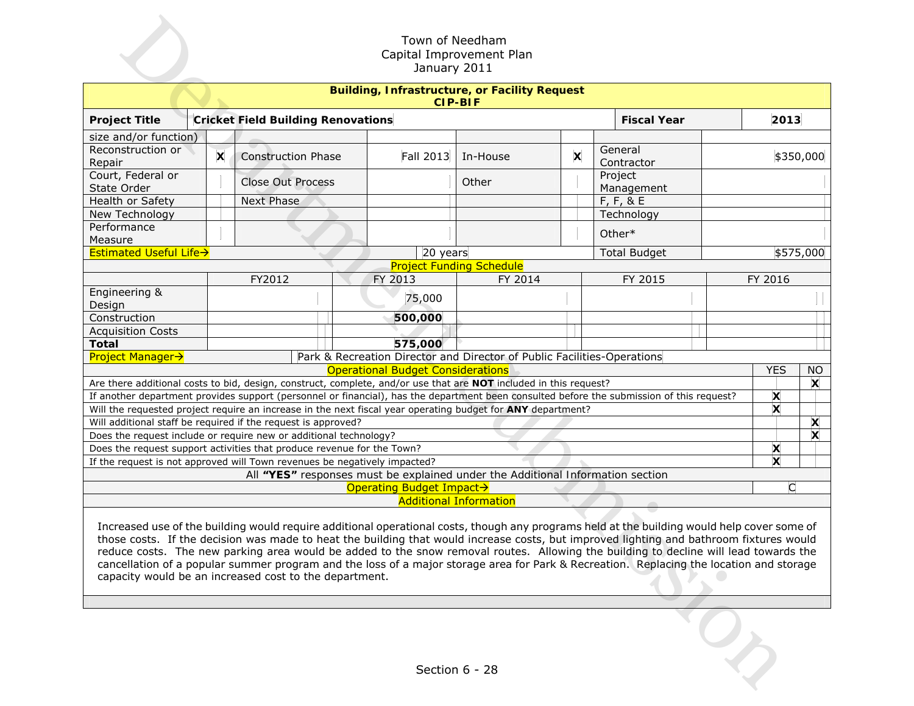Town of Needham
Capital Improvement Plan
January 2011

## Building, Infrastructure, or Facility Request
**CIP-BIF**

| **Project Title** | **Cricket Field Building Renovations** | | | | | **Fiscal Year** | **2013** |
|---|---|---|---|---|---|---|---|
| size and/or function) | | | | | | | |
| Reconstruction or Repair | X | Construction Phase | Fall 2013 | In-House | X | General Contractor | $350,000 |
| Court, Federal or State Order | | Close Out Process | | Other | | Project Management | |
| Health or Safety | | Next Phase | | | | F, F, & E | |
| New Technology | | | | | | Technology | |
| Performance Measure | | | | | | Other* | |
| Estimated Useful Life→ | | | 20 years | | | Total Budget | $575,000 |

**Project Funding Schedule**

| | FY2012 | FY 2013 | FY 2014 | FY 2015 | FY 2016 |
|---|---|---|---|---|---|
| Engineering & Design | | 75,000 | | | |
| Construction | | **500,000** | | | |
| Acquisition Costs | | | | | |
| **Total** | | **575,000** | | | |

**Project Manager→** Park & Recreation Director and Director of Public Facilities-Operations

| Operational Budget Considerations | YES | NO |
|---|---|---|
| Are there additional costs to bid, design, construct, complete, and/or use that are **NOT** included in this request? | | X |
| If another department provides support (personnel or financial), has the department been consulted before the submission of this request? | X | |
| Will the requested project require an increase in the next fiscal year operating budget for **ANY** department? | X | |
| Will additional staff be required if the request is approved? | | X |
| Does the request include or require new or additional technology? | | X |
| Does the request support activities that produce revenue for the Town? | X | |
| If the request is not approved will Town revenues be negatively impacted? | X | |

All **"YES"** responses must be explained under the Additional Information section

**Operating Budget Impact→** C

**Additional Information**

Increased use of the building would require additional operational costs, though any programs held at the building would help cover some of those costs. If the decision was made to heat the building that would increase costs, but improved lighting and bathroom fixtures would reduce costs. The new parking area would be added to the snow removal routes. Allowing the building to decline will lead towards the cancellation of a popular summer program and the loss of a major storage area for Park & Recreation. Replacing the location and storage capacity would be an increased cost to the department.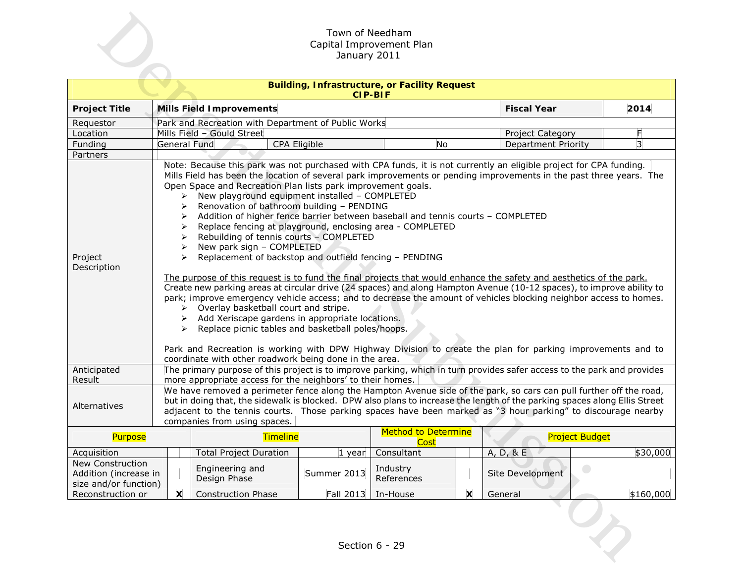Town of Needham
Capital Improvement Plan
January 2011

| **Building, Infrastructure, or Facility Request CIP-BIF** | | | | | |
|---|---|---|---|---|---|
| **Project Title** | **Mills Field Improvements** | | | **Fiscal Year** | **2014** |
| Requestor | Park and Recreation with Department of Public Works | | | | |
| Location | Mills Field – Gould Street | | | Project Category | F |
| Funding | General Fund | CPA Eligible | No | Department Priority | 3 |
| Partners | | | | | |

**Project Description**

Note: Because this park was not purchased with CPA funds, it is not currently an eligible project for CPA funding. Mills Field has been the location of several park improvements or pending improvements in the past three years. The Open Space and Recreation Plan lists park improvement goals.

- New playground equipment installed – COMPLETED
- Renovation of bathroom building – PENDING
- Addition of higher fence barrier between baseball and tennis courts – COMPLETED
- Replace fencing at playground, enclosing area - COMPLETED
- Rebuilding of tennis courts – COMPLETED
- New park sign – COMPLETED
- Replacement of backstop and outfield fencing – PENDING

The purpose of this request is to fund the final projects that would enhance the safety and aesthetics of the park. Create new parking areas at circular drive (24 spaces) and along Hampton Avenue (10-12 spaces), to improve ability to park; improve emergency vehicle access; and to decrease the amount of vehicles blocking neighbor access to homes.

- Overlay basketball court and stripe.
- Add Xeriscape gardens in appropriate locations.
- Replace picnic tables and basketball poles/hoops.

Park and Recreation is working with DPW Highway Division to create the plan for parking improvements and to coordinate with other roadwork being done in the area.

**Anticipated Result**

The primary purpose of this project is to improve parking, which in turn provides safer access to the park and provides more appropriate access for the neighbors' to their homes.

**Alternatives**

We have removed a perimeter fence along the Hampton Avenue side of the park, so cars can pull further off the road, but in doing that, the sidewalk is blocked. DPW also plans to increase the length of the parking spaces along Ellis Street adjacent to the tennis courts. Those parking spaces have been marked as "3 hour parking" to discourage nearby companies from using spaces.

| Purpose | | Timeline | | Method to Determine Cost | | Project Budget | |
|---|---|---|---|---|---|---|---|
| Acquisition | | Total Project Duration | 1 year | Consultant | | A, D, & E | $30,000 |
| New Construction Addition (increase in size and/or function) | | Engineering and Design Phase | Summer 2013 | Industry References | | Site Development | |
| Reconstruction or | X | Construction Phase | Fall 2013 | In-House | X | General | $160,000 |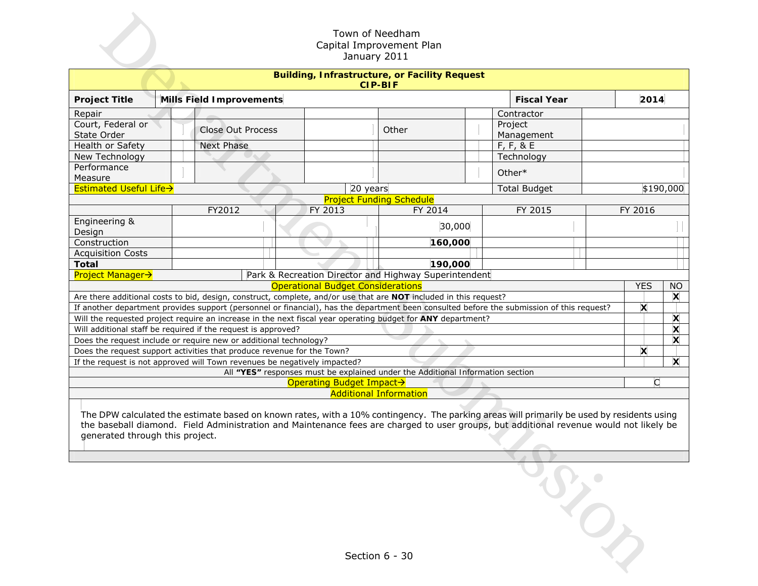Town of Needham
Capital Improvement Plan
January 2011

| **Building, Infrastructure, or Facility Request CIP-BIF** | | | | | | | |
|---|---|---|---|---|---|---|---|
| **Project Title** | **Mills Field Improvements** | | | | **Fiscal Year** | **2014** | |
| Repair | | | | | Contractor | | |
| Court, Federal or State Order | | Close Out Process | | Other | Project Management | | |
| Health or Safety | | Next Phase | | | F, F, & E | | |
| New Technology | | | | | Technology | | |
| Performance Measure | | | | | Other* | | |
| Estimated Useful Life→ | | 20 years | | | Total Budget | $190,000 | |

| Project Funding Schedule | | | | | |
|---|---|---|---|---|---|
| | FY2012 | FY 2013 | FY 2014 | FY 2015 | FY 2016 |
| Engineering & Design | | | 30,000 | | |
| Construction | | | **160,000** | | |
| Acquisition Costs | | | | | |
| **Total** | | | **190,000** | | |

Project Manager→ Park & Recreation Director and Highway Superintendent

| Operational Budget Considerations | YES | NO |
|---|---|---|
| Are there additional costs to bid, design, construct, complete, and/or use that are **NOT** included in this request? | | X |
| If another department provides support (personnel or financial), has the department been consulted before the submission of this request? | X | |
| Will the requested project require an increase in the next fiscal year operating budget for **ANY** department? | | X |
| Will additional staff be required if the request is approved? | | X |
| Does the request include or require new or additional technology? | | X |
| Does the request support activities that produce revenue for the Town? | X | |
| If the request is not approved will Town revenues be negatively impacted? | | X |
| All **"YES"** responses must be explained under the Additional Information section | | |
| Operating Budget Impact→ | 0 | |

**Additional Information**

The DPW calculated the estimate based on known rates, with a 10% contingency. The parking areas will primarily be used by residents using the baseball diamond. Field Administration and Maintenance fees are charged to user groups, but additional revenue would not likely be generated through this project.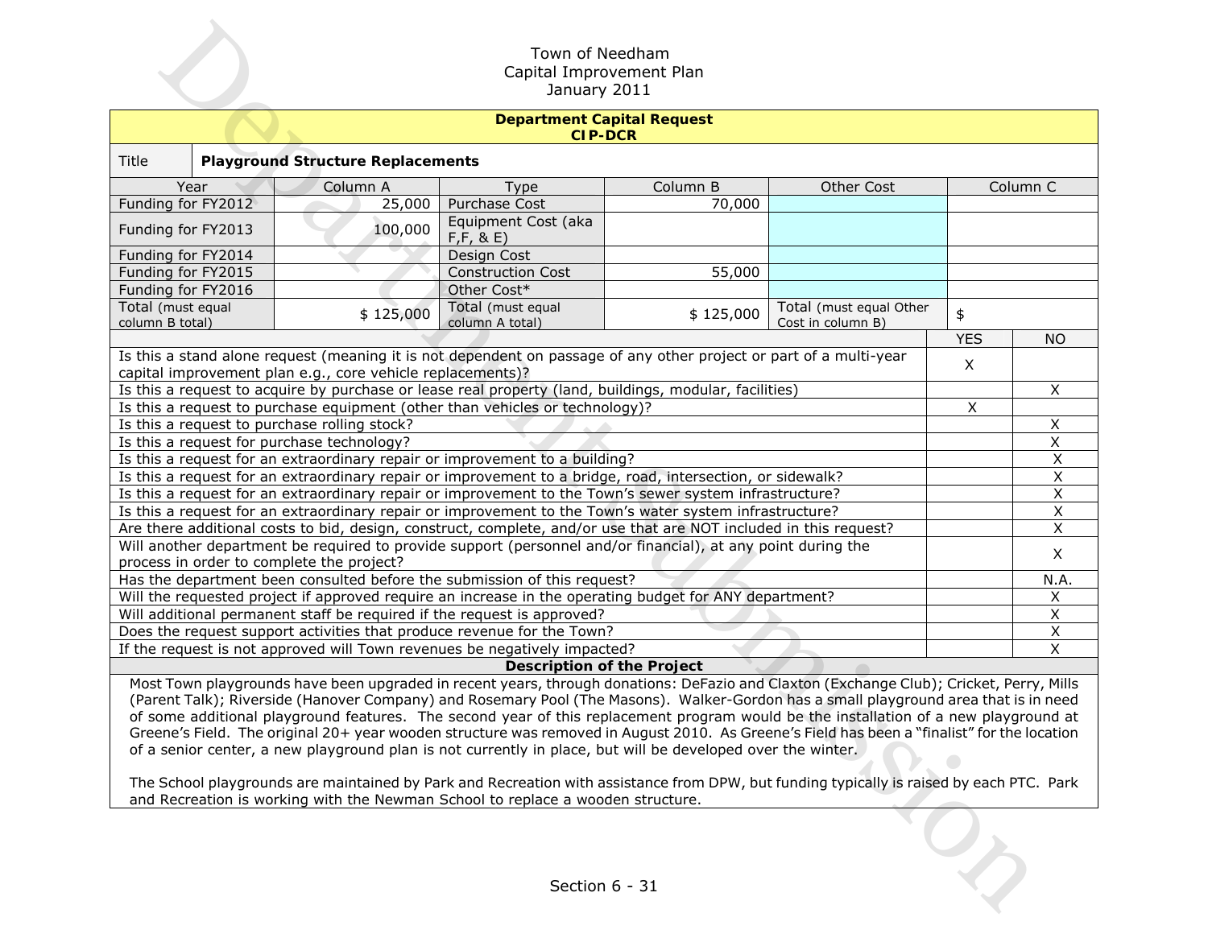Town of Needham
Capital Improvement Plan
January 2011

| Department Capital Request CIP-DCR | | | | | |
|---|---|---|---|---|---|
| **Title** | **Playground Structure Replacements** | | | | |
| Year | Column A | Type | Column B | Other Cost | Column C |
| Funding for FY2012 | 25,000 | Purchase Cost | 70,000 | | |
| Funding for FY2013 | 100,000 | Equipment Cost (aka F,F, & E) | | | |
| Funding for FY2014 | | Design Cost | | | |
| Funding for FY2015 | | Construction Cost | 55,000 | | |
| Funding for FY2016 | | Other Cost* | | | |
| Total (must equal column B total) | $ 125,000 | Total (must equal column A total) | $ 125,000 | Total (must equal Other Cost in column B) | $ |

| Question | YES | NO |
|---|---|---|
| Is this a stand alone request (meaning it is not dependent on passage of any other project or part of a multi-year capital improvement plan e.g., core vehicle replacements)? | X | |
| Is this a request to acquire by purchase or lease real property (land, buildings, modular, facilities) | | X |
| Is this a request to purchase equipment (other than vehicles or technology)? | X | |
| Is this a request to purchase rolling stock? | | X |
| Is this a request for purchase technology? | | X |
| Is this a request for an extraordinary repair or improvement to a building? | | X |
| Is this a request for an extraordinary repair or improvement to a bridge, road, intersection, or sidewalk? | | X |
| Is this a request for an extraordinary repair or improvement to the Town's sewer system infrastructure? | | X |
| Is this a request for an extraordinary repair or improvement to the Town's water system infrastructure? | | X |
| Are there additional costs to bid, design, construct, complete, and/or use that are NOT included in this request? | | X |
| Will another department be required to provide support (personnel and/or financial), at any point during the process in order to complete the project? | | X |
| Has the department been consulted before the submission of this request? | | N.A. |
| Will the requested project if approved require an increase in the operating budget for ANY department? | | X |
| Will additional permanent staff be required if the request is approved? | | X |
| Does the request support activities that produce revenue for the Town? | | X |
| If the request is not approved will Town revenues be negatively impacted? | | X |

**Description of the Project**

Most Town playgrounds have been upgraded in recent years, through donations: DeFazio and Claxton (Exchange Club); Cricket, Perry, Mills (Parent Talk); Riverside (Hanover Company) and Rosemary Pool (The Masons). Walker-Gordon has a small playground area that is in need of some additional playground features. The second year of this replacement program would be the installation of a new playground at Greene's Field. The original 20+ year wooden structure was removed in August 2010. As Greene's Field has been a "finalist" for the location of a senior center, a new playground plan is not currently in place, but will be developed over the winter.

The School playgrounds are maintained by Park and Recreation with assistance from DPW, but funding typically is raised by each PTC. Park and Recreation is working with the Newman School to replace a wooden structure.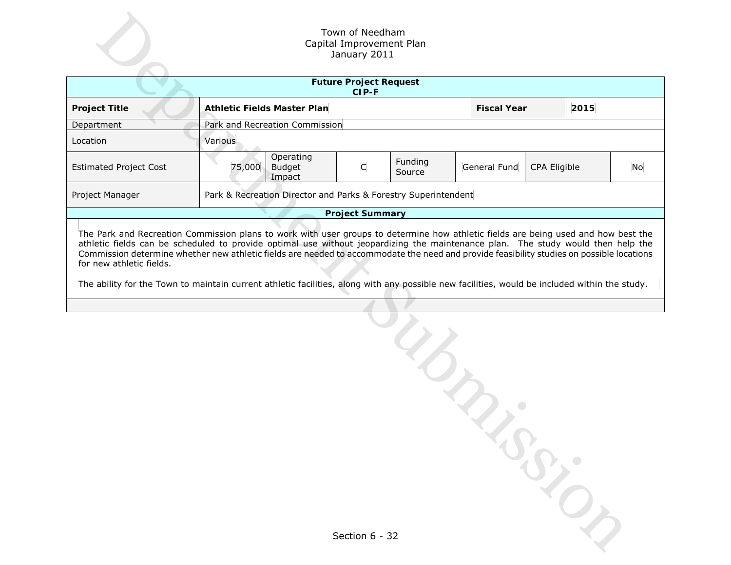Town of Needham
Capital Improvement Plan
January 2011

| Future Project Request CIP-F | | | | | | | |
|---|---|---|---|---|---|---|---|
| **Project Title** | **Athletic Fields Master Plan** | | | | **Fiscal Year** | **2015** | |
| Department | Park and Recreation Commission | | | | | | |
| Location | Various | | | | | | |
| Estimated Project Cost | 75,000 | Operating Budget Impact | C | Funding Source | General Fund | CPA Eligible | No |
| Project Manager | Park & Recreation Director and Parks & Forestry Superintendent | | | | | | |

**Project Summary**

The Park and Recreation Commission plans to work with user groups to determine how athletic fields are being used and how best the athletic fields can be scheduled to provide optimal use without jeopardizing the maintenance plan. The study would then help the Commission determine whether new athletic fields are needed to accommodate the need and provide feasibility studies on possible locations for new athletic fields.

The ability for the Town to maintain current athletic facilities, along with any possible new facilities, would be included within the study.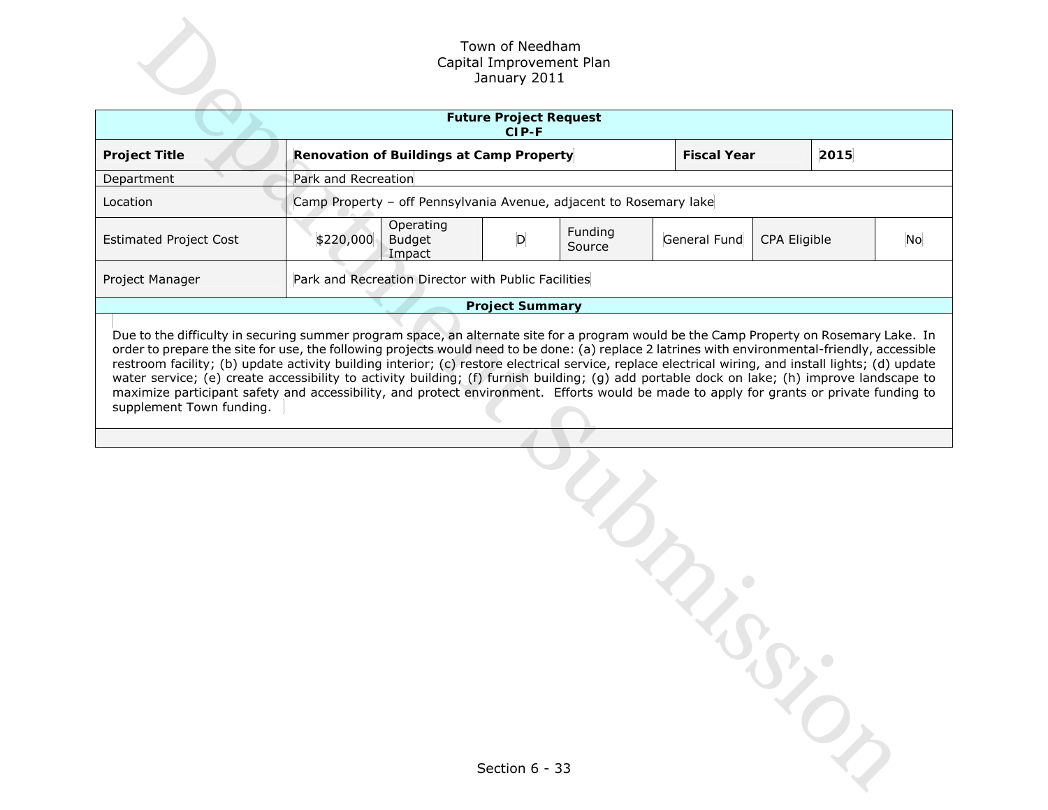Town of Needham
Capital Improvement Plan
January 2011

| Future Project Request CIP-F | | | | | | | |
|---|---|---|---|---|---|---|---|
| **Project Title** | **Renovation of Buildings at Camp Property** | | | | **Fiscal Year** | **2015** | |
| Department | Park and Recreation | | | | | | |
| Location | Camp Property – off Pennsylvania Avenue, adjacent to Rosemary lake | | | | | | |
| Estimated Project Cost | $220,000 | Operating Budget Impact | D | Funding Source | General Fund | CPA Eligible | No |
| Project Manager | Park and Recreation Director with Public Facilities | | | | | | |

**Project Summary**

Due to the difficulty in securing summer program space, an alternate site for a program would be the Camp Property on Rosemary Lake. In order to prepare the site for use, the following projects would need to be done: (a) replace 2 latrines with environmental-friendly, accessible restroom facility; (b) update activity building interior; (c) restore electrical service, replace electrical wiring, and install lights; (d) update water service; (e) create accessibility to activity building; (f) furnish building; (g) add portable dock on lake; (h) improve landscape to maximize participant safety and accessibility, and protect environment. Efforts would be made to apply for grants or private funding to supplement Town funding.

Section 6 - 33